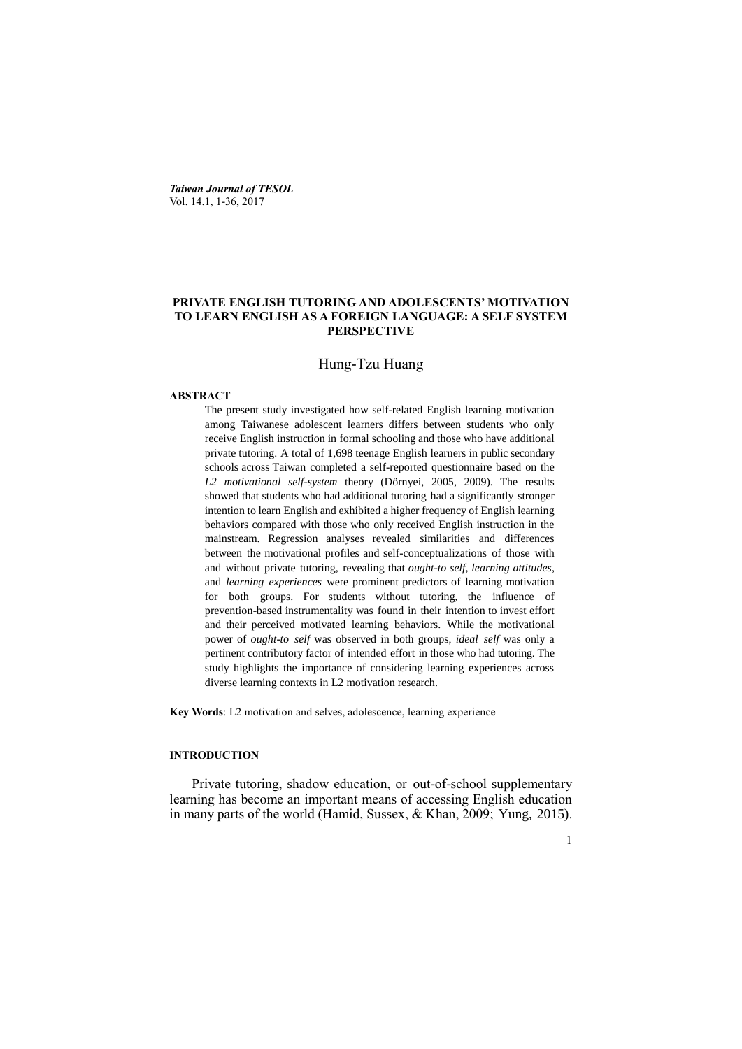# PRIVATE ENGLISH TUTORING AND ADOLESCENTS' MOTIVATION TO LEARN ENGLISH AS A FOREIGN LANGUAGE: A SELF SYSTEM PERSPECTIVE

Hung-Tzu Huang

## ABSTRACT

The present study investigated how self-related English learning motivation among Taiwanese adolescent learners differs between students who only receive English instruction in formal schooling and those who have additional private tutoring. A total of 1,698 teenage English learners in public secondary schools across Taiwan completed a self-reported questionnaire based on the *L2 motivational self-system* theory (Dörnyei, 2005, 2009). The results showed that students who had additional tutoring had a significantly stronger intention to learn English and exhibited a higher frequency of English learning behaviors compared with those who only received English instruction in the mainstream. Regression analyses revealed similarities and differences between the motivational profiles and self-conceptualizations of those with and without private tutoring, revealing that *ought-to self*, *learning attitudes*, and *learning experiences* were prominent predictors of learning motivation for both groups. For students without tutoring, the influence of prevention-based instrumentality was found in their intention to invest effort and their perceived motivated learning behaviors. While the motivational power of *ought-to self* was observed in both groups, *ideal self* was only a pertinent contributory factor of intended effort in those who had tutoring. The study highlights the importance of considering learning experiences across diverse learning contexts in L2 motivation research.

**Key Words**: L2 motivation and selves, adolescence, learning experience

## INTRODUCTION

Private tutoring, shadow education, or out-of-school supplementary learning has become an important means of accessing English education in many parts of the world (Hamid, Sussex, & Khan, 2009; Yung, 2015).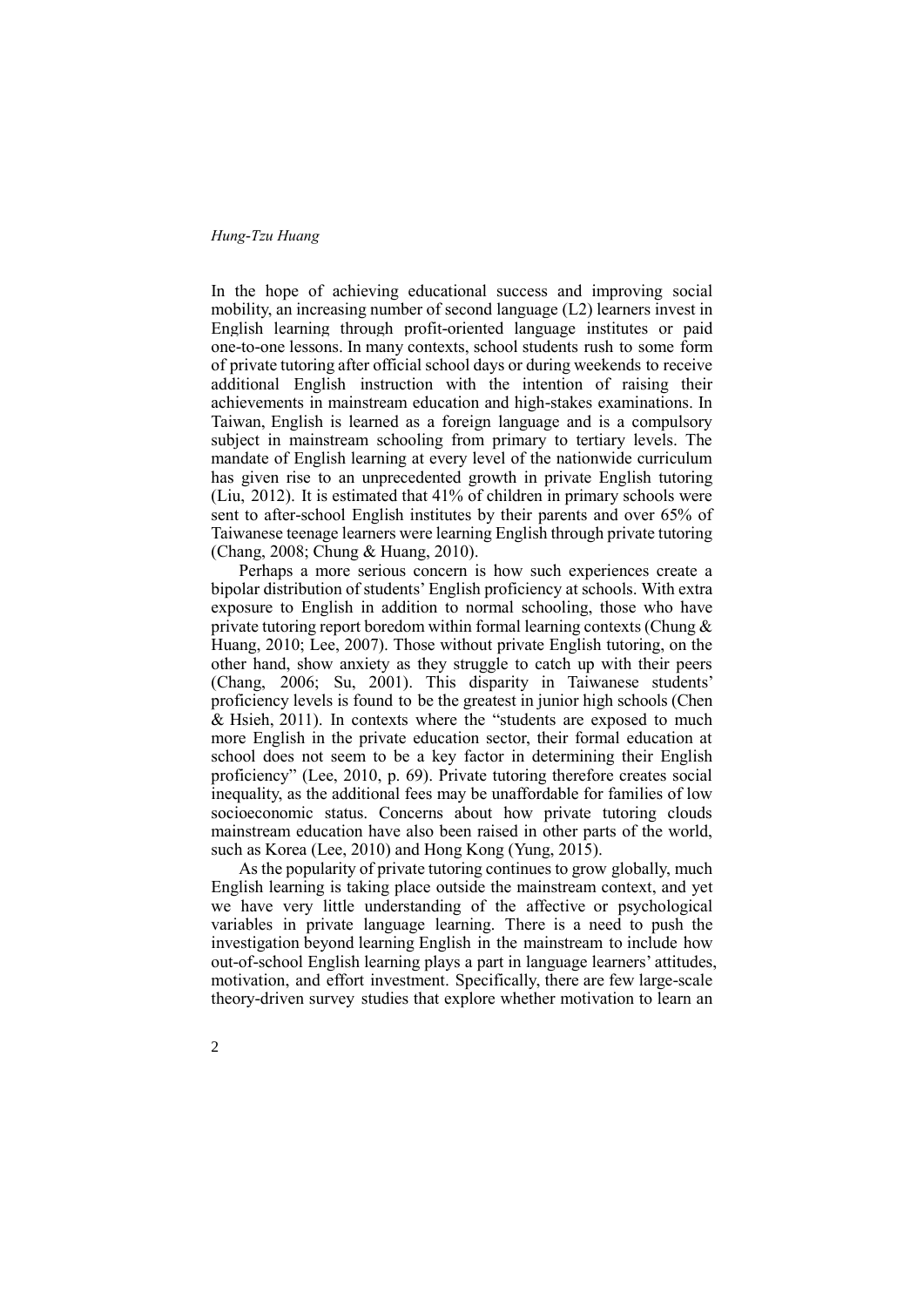In the hope of achieving educational success and improving social mobility, an increasing number of second language (L2) learners invest in English learning through profit-oriented language institutes or paid one-to-one lessons. In many contexts, school students rush to some form of private tutoring after official school days or during weekends to receive additional English instruction with the intention of raising their achievements in mainstream education and high-stakes examinations. In Taiwan, English is learned as a foreign language and is a compulsory subject in mainstream schooling from primary to tertiary levels. The mandate of English learning at every level of the nationwide curriculum has given rise to an unprecedented growth in private English tutoring (Liu, 2012). It is estimated that 41% of children in primary schools were sent to after-school English institutes by their parents and over 65% of Taiwanese teenage learners were learning English through private tutoring (Chang, 2008; Chung & Huang, 2010).

Perhaps a more serious concern is how such experiences create a bipolar distribution of students' English proficiency at schools. With extra exposure to English in addition to normal schooling, those who have private tutoring report boredom within formal learning contexts (Chung & Huang, 2010; Lee, 2007). Those without private English tutoring, on the other hand, show anxiety as they struggle to catch up with their peers (Chang, 2006; Su, 2001). This disparity in Taiwanese students' proficiency levels is found to be the greatest in junior high schools (Chen & Hsieh, 2011). In contexts where the "students are exposed to much more English in the private education sector, their formal education at school does not seem to be a key factor in determining their English proficiency" (Lee, 2010, p. 69). Private tutoring therefore creates social inequality, as the additional fees may be unaffordable for families of low socioeconomic status. Concerns about how private tutoring clouds mainstream education have also been raised in other parts of the world, such as Korea (Lee, 2010) and Hong Kong (Yung, 2015).

As the popularity of private tutoring continues to grow globally, much English learning is taking place outside the mainstream context, and yet we have very little understanding of the affective or psychological variables in private language learning. There is a need to push the investigation beyond learning English in the mainstream to include how out-of-school English learning plays a part in language learners' attitudes, motivation, and effort investment. Specifically, there are few large-scale theory-driven survey studies that explore whether motivation to learn an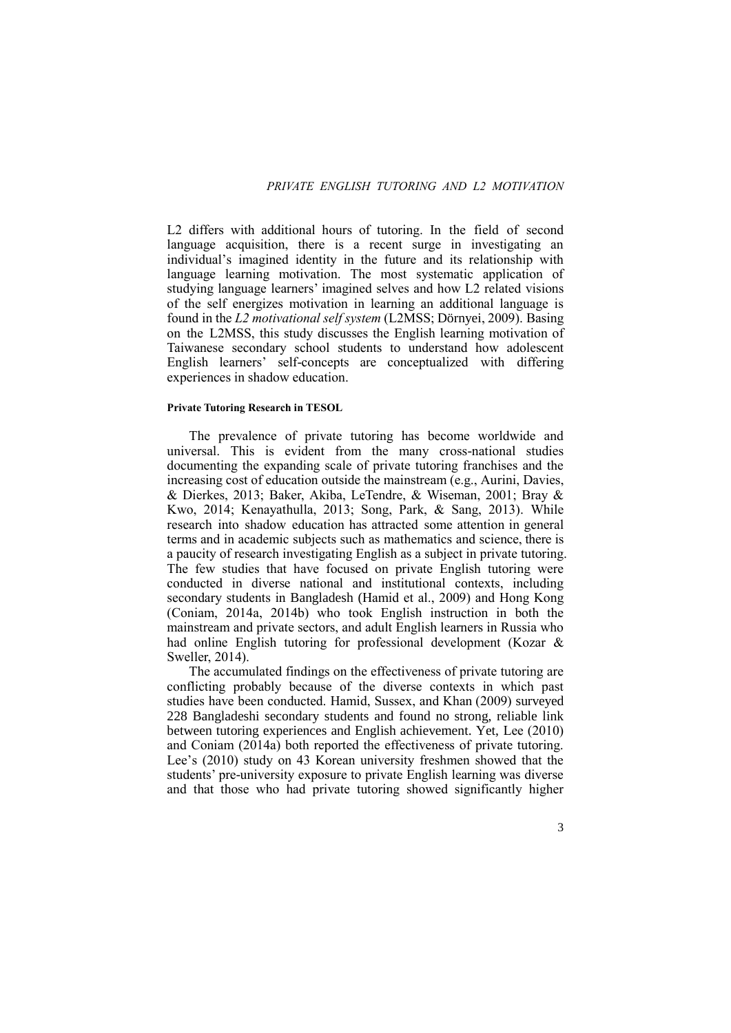L2 differs with additional hours of tutoring. In the field of second language acquisition, there is a recent surge in investigating an individual's imagined identity in the future and its relationship with language learning motivation. The most systematic application of studying language learners' imagined selves and how L2 related visions of the self energizes motivation in learning an additional language is found in the *L2 motivational self system* (L2MSS; Dörnyei, 2009). Basing on the L2MSS, this study discusses the English learning motivation of Taiwanese secondary school students to understand how adolescent English learners' self-concepts are conceptualized with differing experiences in shadow education.

#### Private Tutoring Research in TESOL

The prevalence of private tutoring has become worldwide and universal. This is evident from the many cross-national studies documenting the expanding scale of private tutoring franchises and the increasing cost of education outside the mainstream (e.g., Aurini, Davies, & Dierkes, 2013; Baker, Akiba, LeTendre, & Wiseman, 2001; Bray & Kwo, 2014; Kenayathulla, 2013; Song, Park, & Sang, 2013). While research into shadow education has attracted some attention in general terms and in academic subjects such as mathematics and science, there is a paucity of research investigating English as a subject in private tutoring. The few studies that have focused on private English tutoring were conducted in diverse national and institutional contexts, including secondary students in Bangladesh (Hamid et al., 2009) and Hong Kong (Coniam, 2014a, 2014b) who took English instruction in both the mainstream and private sectors, and adult English learners in Russia who had online English tutoring for professional development (Kozar & Sweller, 2014).

The accumulated findings on the effectiveness of private tutoring are conflicting probably because of the diverse contexts in which past studies have been conducted. Hamid, Sussex, and Khan (2009) surveyed 228 Bangladeshi secondary students and found no strong, reliable link between tutoring experiences and English achievement. Yet, Lee (2010) and Coniam (2014a) both reported the effectiveness of private tutoring. Lee's (2010) study on 43 Korean university freshmen showed that the students' pre-university exposure to private English learning was diverse and that those who had private tutoring showed significantly higher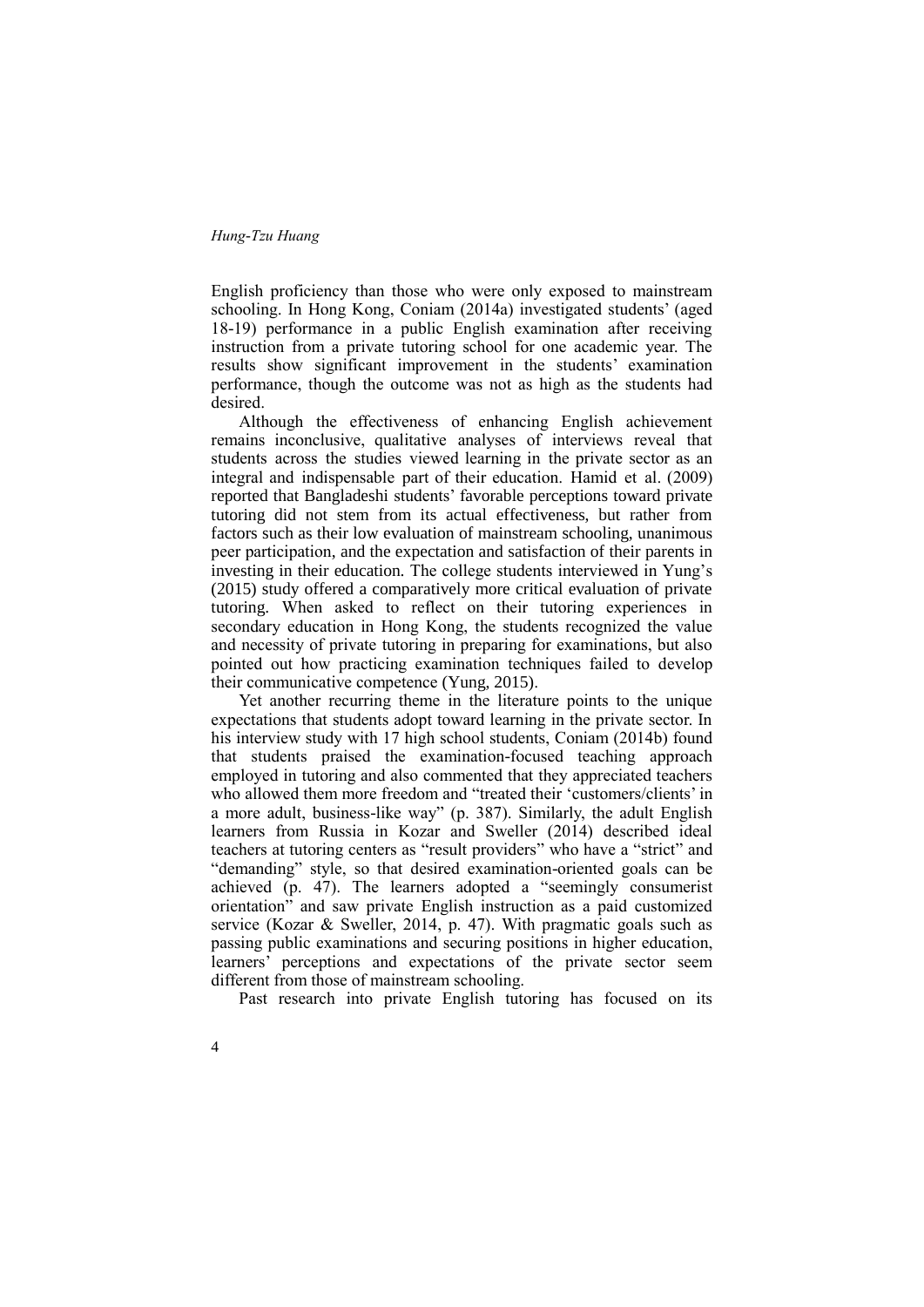English proficiency than those who were only exposed to mainstream schooling. In Hong Kong, Coniam (2014a) investigated students' (aged 18-19) performance in a public English examination after receiving instruction from a private tutoring school for one academic year. The results show significant improvement in the students' examination performance, though the outcome was not as high as the students had desired.

Although the effectiveness of enhancing English achievement remains inconclusive, qualitative analyses of interviews reveal that students across the studies viewed learning in the private sector as an integral and indispensable part of their education. Hamid et al. (2009) reported that Bangladeshi students' favorable perceptions toward private tutoring did not stem from its actual effectiveness, but rather from factors such as their low evaluation of mainstream schooling, unanimous peer participation, and the expectation and satisfaction of their parents in investing in their education. The college students interviewed in Yung's (2015) study offered a comparatively more critical evaluation of private tutoring. When asked to reflect on their tutoring experiences in secondary education in Hong Kong, the students recognized the value and necessity of private tutoring in preparing for examinations, but also pointed out how practicing examination techniques failed to develop their communicative competence (Yung, 2015).

Yet another recurring theme in the literature points to the unique expectations that students adopt toward learning in the private sector. In his interview study with 17 high school students, Coniam (2014b) found that students praised the examination-focused teaching approach employed in tutoring and also commented that they appreciated teachers who allowed them more freedom and "treated their 'customers/clients' in a more adult, business-like way" (p. 387). Similarly, the adult English learners from Russia in Kozar and Sweller (2014) described ideal teachers at tutoring centers as "result providers" who have a "strict" and "demanding" style, so that desired examination-oriented goals can be achieved (p. 47). The learners adopted a "seemingly consumerist orientation" and saw private English instruction as a paid customized service (Kozar & Sweller, 2014, p. 47). With pragmatic goals such as passing public examinations and securing positions in higher education, learners' perceptions and expectations of the private sector seem different from those of mainstream schooling.

Past research into private English tutoring has focused on its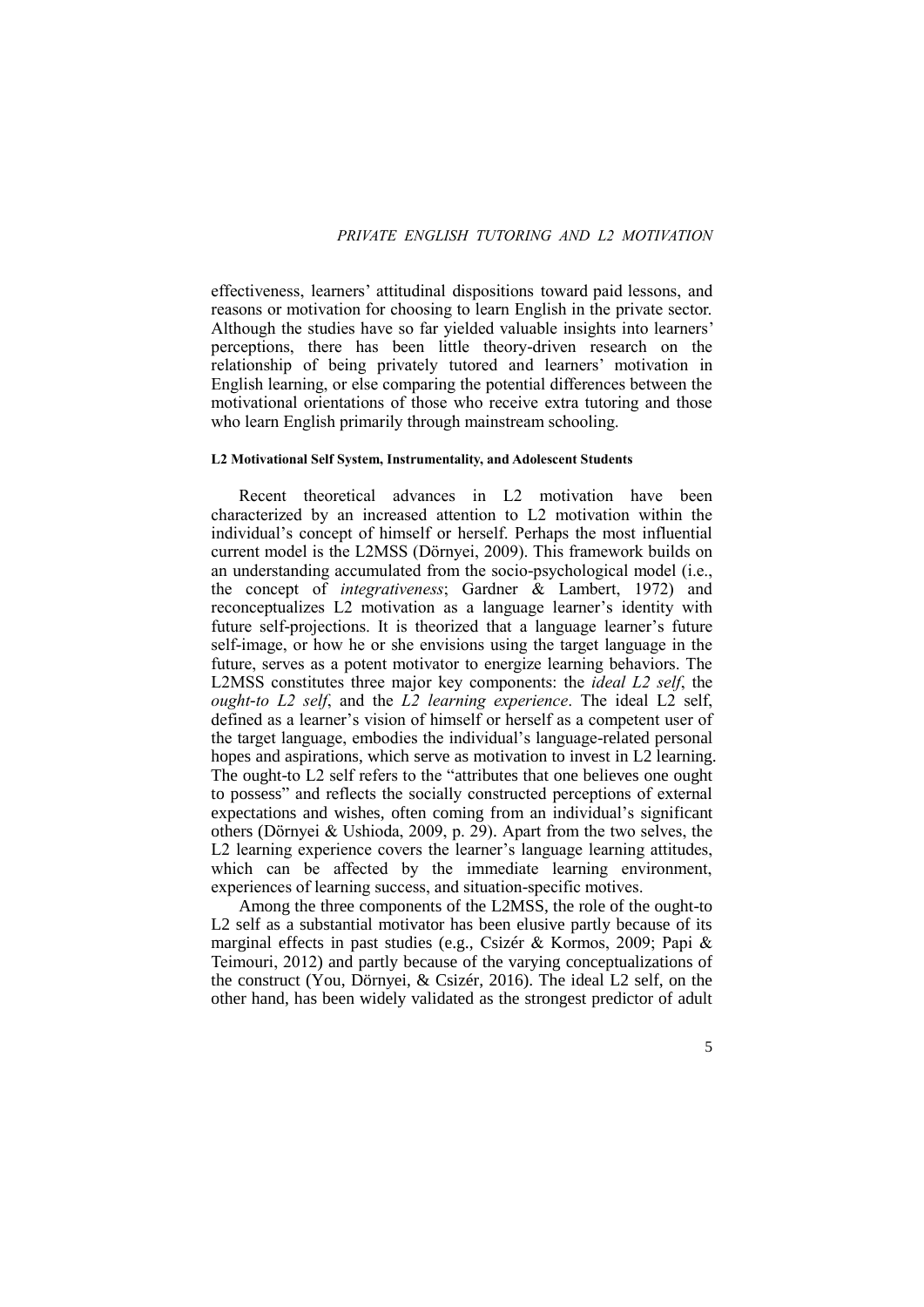effectiveness, learners' attitudinal dispositions toward paid lessons, and reasons or motivation for choosing to learn English in the private sector. Although the studies have so far yielded valuable insights into learners' perceptions, there has been little theory-driven research on the relationship of being privately tutored and learners' motivation in English learning, or else comparing the potential differences between the motivational orientations of those who receive extra tutoring and those who learn English primarily through mainstream schooling.

#### L2 Motivational Self System, Instrumentality, and Adolescent Students

Recent theoretical advances in L2 motivation have been characterized by an increased attention to L2 motivation within the individual's concept of himself or herself. Perhaps the most influential current model is the L2MSS (Dörnyei, 2009). This framework builds on an understanding accumulated from the socio-psychological model (i.e., the concept of *integrativeness*; Gardner & Lambert, 1972) and reconceptualizes L2 motivation as a language learner's identity with future self-projections. It is theorized that a language learner's future self-image, or how he or she envisions using the target language in the future, serves as a potent motivator to energize learning behaviors. The L2MSS constitutes three major key components: the *ideal L2 self*, the *ought-to L2 self*, and the *L2 learning experience*. The ideal L2 self, defined as a learner's vision of himself or herself as a competent user of the target language, embodies the individual's language-related personal hopes and aspirations, which serve as motivation to invest in L2 learning. The ought-to L2 self refers to the "attributes that one believes one ought to possess" and reflects the socially constructed perceptions of external expectations and wishes, often coming from an individual's significant others (Dörnyei & Ushioda, 2009, p. 29). Apart from the two selves, the L2 learning experience covers the learner's language learning attitudes, which can be affected by the immediate learning environment, experiences of learning success, and situation-specific motives.

Among the three components of the L2MSS, the role of the ought-to L2 self as a substantial motivator has been elusive partly because of its marginal effects in past studies (e.g., Csizér & Kormos, 2009; Papi & Teimouri, 2012) and partly because of the varying conceptualizations of the construct (You, Dörnyei, & Csizér, 2016). The ideal L2 self, on the other hand, has been widely validated as the strongest predictor of adult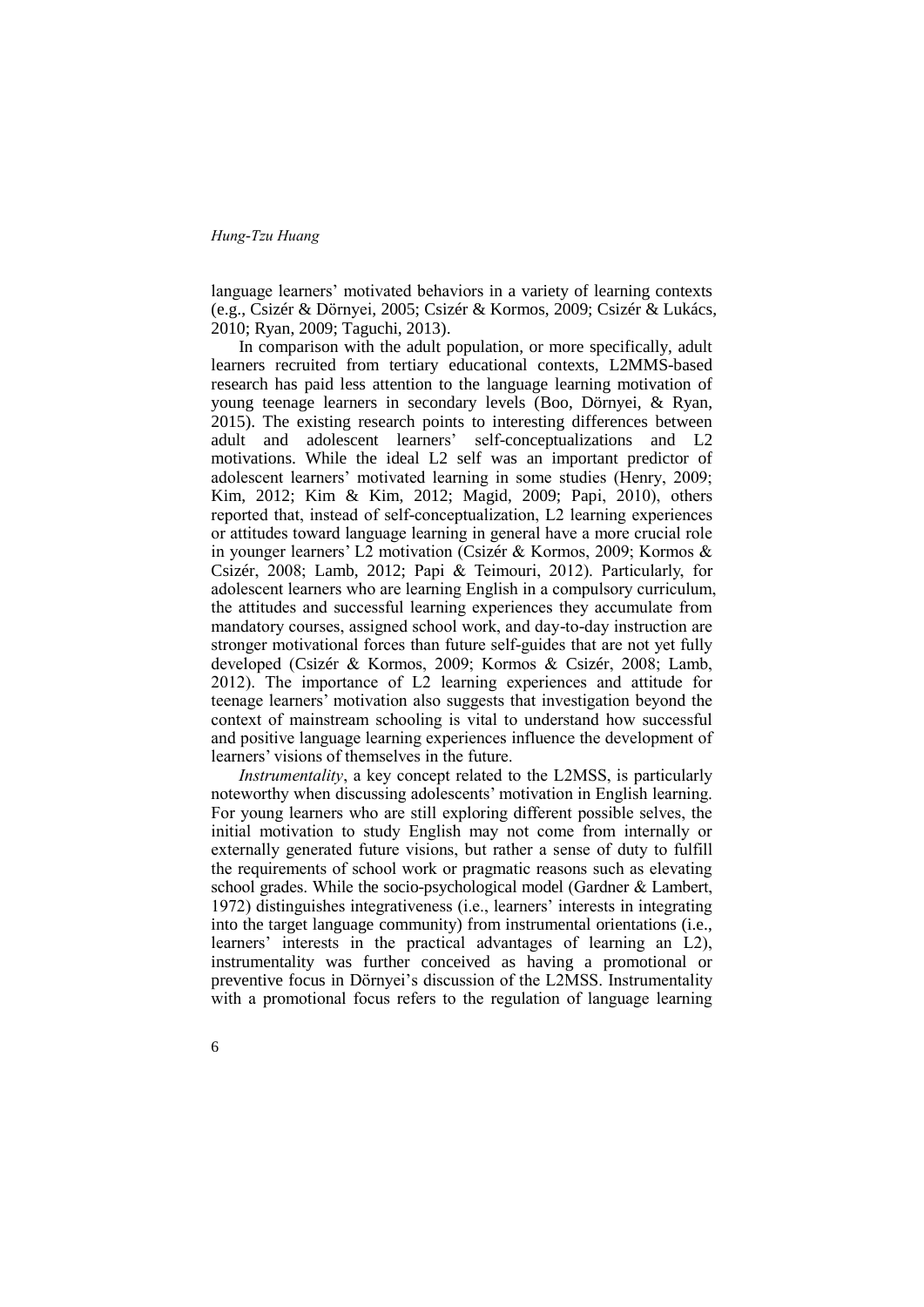language learners' motivated behaviors in a variety of learning contexts (e.g., Csizér & Dörnyei, 2005; Csizér & Kormos, 2009; Csizér & Lukács, 2010; Ryan, 2009; Taguchi, 2013).

In comparison with the adult population, or more specifically, adult learners recruited from tertiary educational contexts, L2MMS-based research has paid less attention to the language learning motivation of young teenage learners in secondary levels (Boo, Dörnyei, & Ryan, 2015). The existing research points to interesting differences between adult and adolescent learners' self-conceptualizations and L2 motivations. While the ideal L2 self was an important predictor of adolescent learners' motivated learning in some studies (Henry, 2009; Kim, 2012; Kim & Kim, 2012; Magid, 2009; Papi, 2010), others reported that, instead of self-conceptualization, L2 learning experiences or attitudes toward language learning in general have a more crucial role in younger learners' L2 motivation (Csizér & Kormos, 2009; Kormos & Csizér, 2008; Lamb, 2012; Papi & Teimouri, 2012). Particularly, for adolescent learners who are learning English in a compulsory curriculum, the attitudes and successful learning experiences they accumulate from mandatory courses, assigned school work, and day-to-day instruction are stronger motivational forces than future self-guides that are not yet fully developed (Csizér & Kormos, 2009; Kormos & Csizér, 2008; Lamb, 2012). The importance of L2 learning experiences and attitude for teenage learners' motivation also suggests that investigation beyond the context of mainstream schooling is vital to understand how successful and positive language learning experiences influence the development of learners' visions of themselves in the future.

*Instrumentality*, a key concept related to the L2MSS, is particularly noteworthy when discussing adolescents' motivation in English learning. For young learners who are still exploring different possible selves, the initial motivation to study English may not come from internally or externally generated future visions, but rather a sense of duty to fulfill the requirements of school work or pragmatic reasons such as elevating school grades. While the socio-psychological model (Gardner & Lambert, 1972) distinguishes integrativeness (i.e., learners' interests in integrating into the target language community) from instrumental orientations (i.e., learners' interests in the practical advantages of learning an L2), instrumentality was further conceived as having a promotional or preventive focus in Dörnyei's discussion of the L2MSS. Instrumentality with a promotional focus refers to the regulation of language learning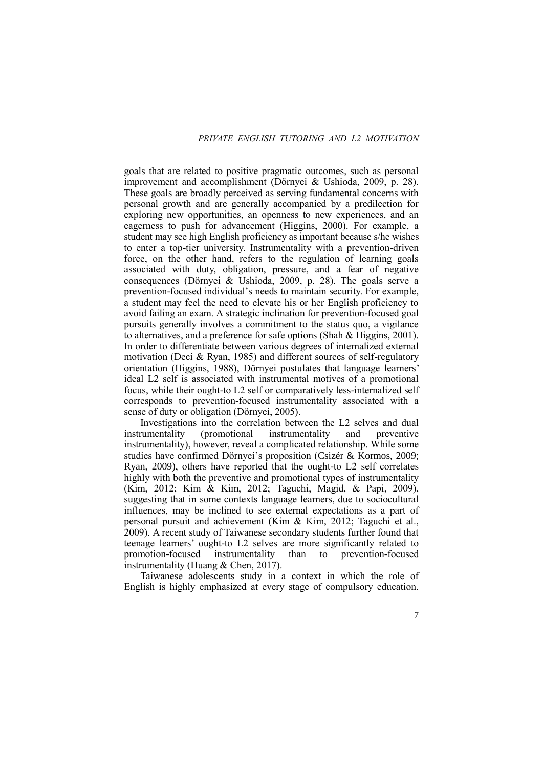goals that are related to positive pragmatic outcomes, such as personal improvement and accomplishment (Dörnyei & Ushioda, 2009, p. 28). These goals are broadly perceived as serving fundamental concerns with personal growth and are generally accompanied by a predilection for exploring new opportunities, an openness to new experiences, and an eagerness to push for advancement (Higgins, 2000). For example, a student may see high English proficiency as important because s/he wishes to enter a top-tier university. Instrumentality with a prevention-driven force, on the other hand, refers to the regulation of learning goals associated with duty, obligation, pressure, and a fear of negative consequences (Dörnyei & Ushioda, 2009, p. 28). The goals serve a prevention-focused individual's needs to maintain security. For example, a student may feel the need to elevate his or her English proficiency to avoid failing an exam. A strategic inclination for prevention-focused goal pursuits generally involves a commitment to the status quo, a vigilance to alternatives, and a preference for safe options (Shah & Higgins, 2001). In order to differentiate between various degrees of internalized external motivation (Deci & Ryan, 1985) and different sources of self-regulatory orientation (Higgins, 1988), Dörnyei postulates that language learners' ideal L2 self is associated with instrumental motives of a promotional focus, while their ought-to L2 self or comparatively less-internalized self corresponds to prevention-focused instrumentality associated with a sense of duty or obligation (Dörnyei, 2005).

Investigations into the correlation between the L2 selves and dual instrumentality (promotional instrumentality and preventive instrumentality), however, reveal a complicated relationship. While some studies have confirmed Dörnyei's proposition (Csizér & Kormos, 2009; Ryan, 2009), others have reported that the ought-to L2 self correlates highly with both the preventive and promotional types of instrumentality (Kim, 2012; Kim & Kim, 2012; Taguchi, Magid, & Papi, 2009), suggesting that in some contexts language learners, due to sociocultural influences, may be inclined to see external expectations as a part of personal pursuit and achievement (Kim & Kim, 2012; Taguchi et al., 2009). A recent study of Taiwanese secondary students further found that teenage learners' ought-to L2 selves are more significantly related to promotion-focused instrumentality than to prevention-focused instrumentality (Huang & Chen, 2017).

Taiwanese adolescents study in a context in which the role of English is highly emphasized at every stage of compulsory education.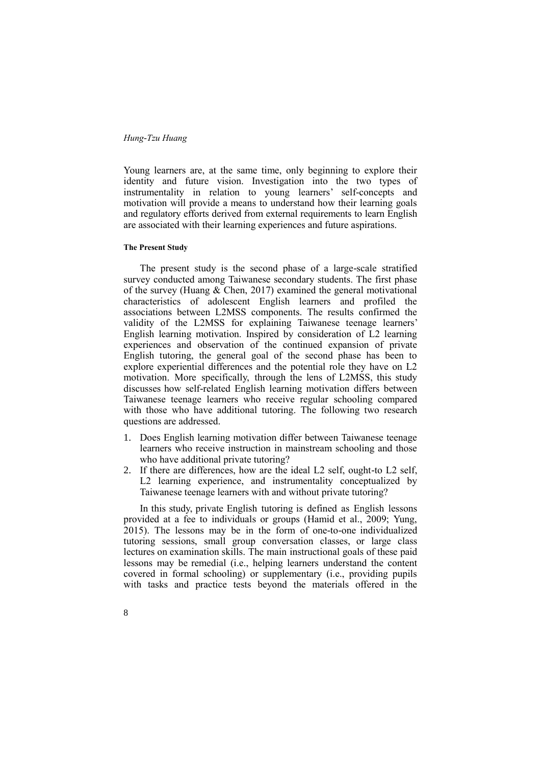Young learners are, at the same time, only beginning to explore their identity and future vision. Investigation into the two types of instrumentality in relation to young learners' self-concepts and motivation will provide a means to understand how their learning goals and regulatory efforts derived from external requirements to learn English are associated with their learning experiences and future aspirations.

#### The Present Study

The present study is the second phase of a large-scale stratified survey conducted among Taiwanese secondary students. The first phase of the survey (Huang & Chen, 2017) examined the general motivational characteristics of adolescent English learners and profiled the associations between L2MSS components. The results confirmed the validity of the L2MSS for explaining Taiwanese teenage learners' English learning motivation. Inspired by consideration of L2 learning experiences and observation of the continued expansion of private English tutoring, the general goal of the second phase has been to explore experiential differences and the potential role they have on L2 motivation. More specifically, through the lens of L2MSS, this study discusses how self-related English learning motivation differs between Taiwanese teenage learners who receive regular schooling compared with those who have additional tutoring. The following two research questions are addressed.

1. Does English learning motivation differ between Taiwanese teenage learners who receive instruction in mainstream schooling and those who have additional private tutoring?
2. If there are differences, how are the ideal L2 self, ought-to L2 self, L2 learning experience, and instrumentality conceptualized by Taiwanese teenage learners with and without private tutoring?

In this study, private English tutoring is defined as English lessons provided at a fee to individuals or groups (Hamid et al., 2009; Yung, 2015). The lessons may be in the form of one-to-one individualized tutoring sessions, small group conversation classes, or large class lectures on examination skills. The main instructional goals of these paid lessons may be remedial (i.e., helping learners understand the content covered in formal schooling) or supplementary (i.e., providing pupils with tasks and practice tests beyond the materials offered in the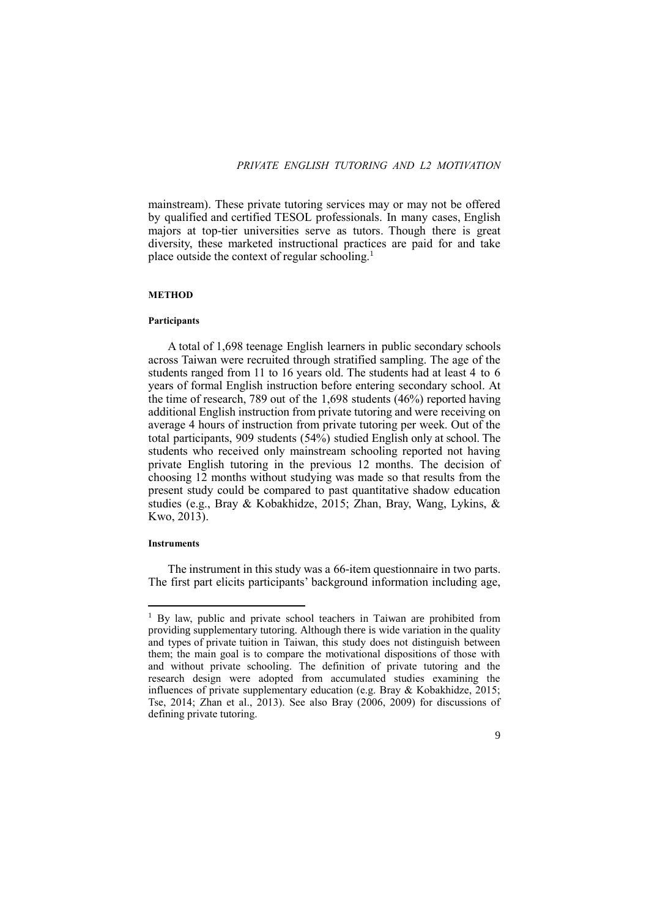mainstream). These private tutoring services may or may not be offered by qualified and certified TESOL professionals. In many cases, English majors at top-tier universities serve as tutors. Though there is great diversity, these marketed instructional practices are paid for and take place outside the context of regular schooling.[1]

## METHOD

### Participants

A total of 1,698 teenage English learners in public secondary schools across Taiwan were recruited through stratified sampling. The age of the students ranged from 11 to 16 years old. The students had at least 4 to 6 years of formal English instruction before entering secondary school. At the time of research, 789 out of the 1,698 students (46%) reported having additional English instruction from private tutoring and were receiving on average 4 hours of instruction from private tutoring per week. Out of the total participants, 909 students (54%) studied English only at school. The students who received only mainstream schooling reported not having private English tutoring in the previous 12 months. The decision of choosing 12 months without studying was made so that results from the present study could be compared to past quantitative shadow education studies (e.g., Bray & Kobakhidze, 2015; Zhan, Bray, Wang, Lykins, & Kwo, 2013).

### Instruments

The instrument in this study was a 66-item questionnaire in two parts. The first part elicits participants' background information including age,

---

[1] By law, public and private school teachers in Taiwan are prohibited from providing supplementary tutoring. Although there is wide variation in the quality and types of private tuition in Taiwan, this study does not distinguish between them; the main goal is to compare the motivational dispositions of those with and without private schooling. The definition of private tutoring and the research design were adopted from accumulated studies examining the influences of private supplementary education (e.g. Bray & Kobakhidze, 2015; Tse, 2014; Zhan et al., 2013). See also Bray (2006, 2009) for discussions of defining private tutoring.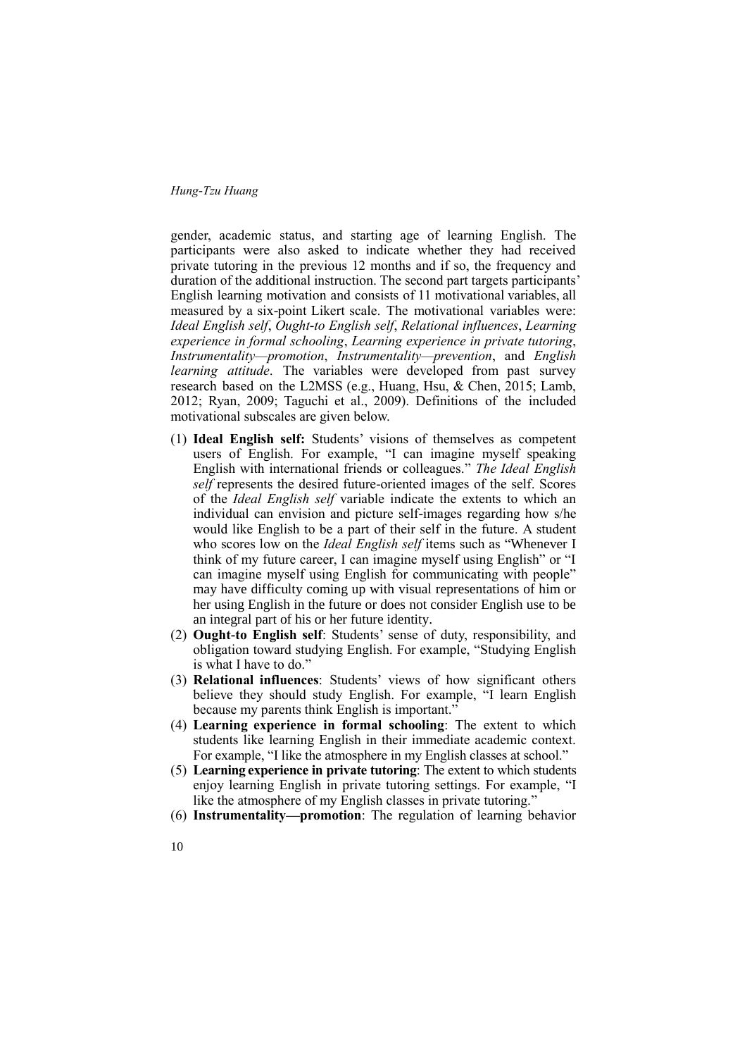gender, academic status, and starting age of learning English. The participants were also asked to indicate whether they had received private tutoring in the previous 12 months and if so, the frequency and duration of the additional instruction. The second part targets participants' English learning motivation and consists of 11 motivational variables, all measured by a six-point Likert scale. The motivational variables were: *Ideal English self*, *Ought-to English self*, *Relational influences*, *Learning experience in formal schooling*, *Learning experience in private tutoring*, *Instrumentality—promotion*, *Instrumentality—prevention*, and *English learning attitude*. The variables were developed from past survey research based on the L2MSS (e.g., Huang, Hsu, & Chen, 2015; Lamb, 2012; Ryan, 2009; Taguchi et al., 2009). Definitions of the included motivational subscales are given below.

(1) **Ideal English self:** Students' visions of themselves as competent users of English. For example, "I can imagine myself speaking English with international friends or colleagues." *The Ideal English self* represents the desired future-oriented images of the self. Scores of the *Ideal English self* variable indicate the extents to which an individual can envision and picture self-images regarding how s/he would like English to be a part of their self in the future. A student who scores low on the *Ideal English self* items such as "Whenever I think of my future career, I can imagine myself using English" or "I can imagine myself using English for communicating with people" may have difficulty coming up with visual representations of him or her using English in the future or does not consider English use to be an integral part of his or her future identity.
(2) **Ought-to English self**: Students' sense of duty, responsibility, and obligation toward studying English. For example, "Studying English is what I have to do."
(3) **Relational influences**: Students' views of how significant others believe they should study English. For example, "I learn English because my parents think English is important."
(4) **Learning experience in formal schooling**: The extent to which students like learning English in their immediate academic context. For example, "I like the atmosphere in my English classes at school."
(5) **Learning experience in private tutoring**: The extent to which students enjoy learning English in private tutoring settings. For example, "I like the atmosphere of my English classes in private tutoring."
(6) **Instrumentality—promotion**: The regulation of learning behavior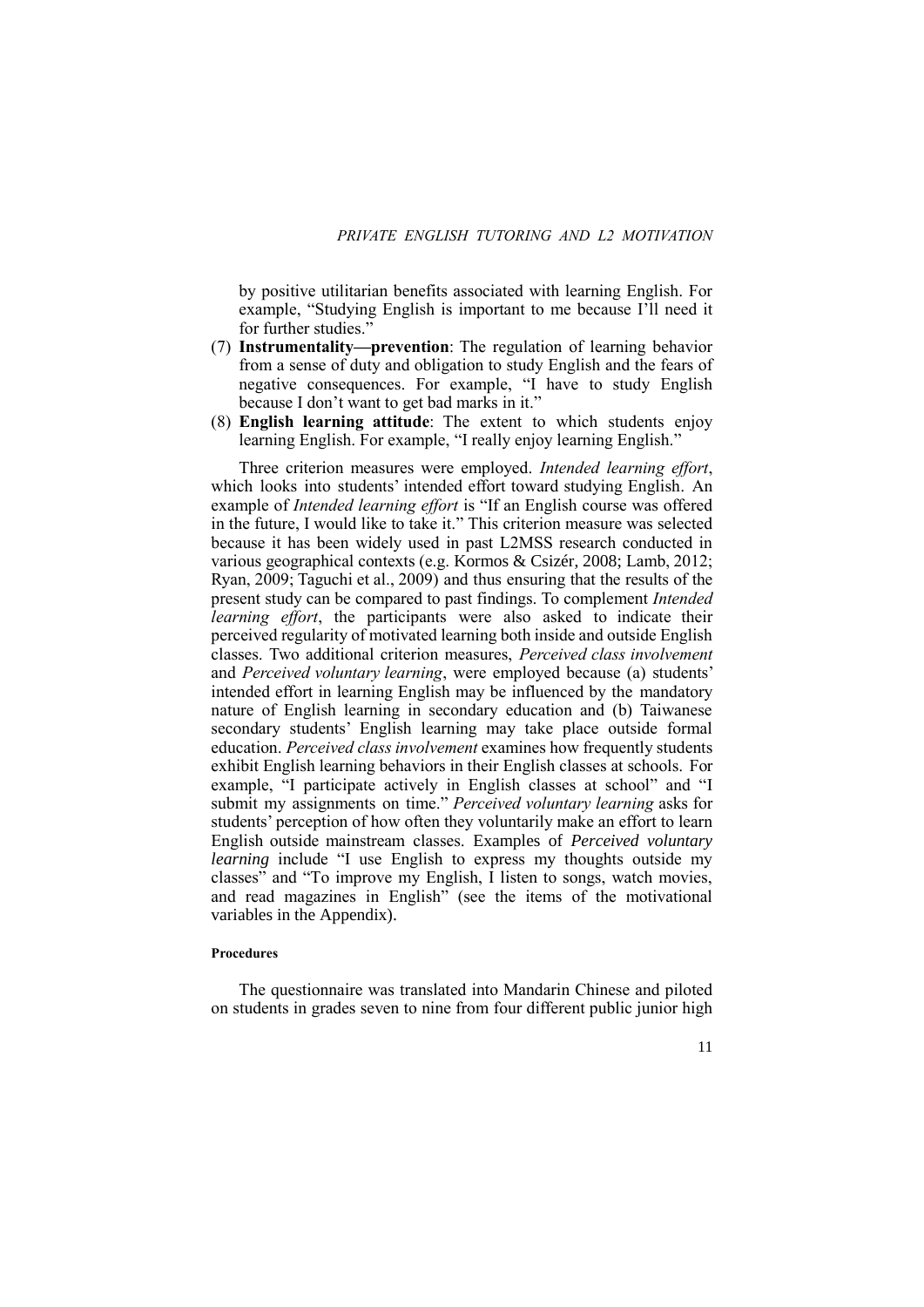by positive utilitarian benefits associated with learning English. For example, “Studying English is important to me because I’ll need it for further studies.”

(7) **Instrumentality—prevention**: The regulation of learning behavior from a sense of duty and obligation to study English and the fears of negative consequences. For example, “I have to study English because I don’t want to get bad marks in it.”

(8) **English learning attitude**: The extent to which students enjoy learning English. For example, “I really enjoy learning English.”

Three criterion measures were employed. *Intended learning effort*, which looks into students’ intended effort toward studying English. An example of *Intended learning effort* is “If an English course was offered in the future, I would like to take it.” This criterion measure was selected because it has been widely used in past L2MSS research conducted in various geographical contexts (e.g. Kormos & Csizér, 2008; Lamb, 2012; Ryan, 2009; Taguchi et al., 2009) and thus ensuring that the results of the present study can be compared to past findings. To complement *Intended learning effort*, the participants were also asked to indicate their perceived regularity of motivated learning both inside and outside English classes. Two additional criterion measures, *Perceived class involvement* and *Perceived voluntary learning*, were employed because (a) students’ intended effort in learning English may be influenced by the mandatory nature of English learning in secondary education and (b) Taiwanese secondary students’ English learning may take place outside formal education. *Perceived class involvement* examines how frequently students exhibit English learning behaviors in their English classes at schools. For example, “I participate actively in English classes at school” and “I submit my assignments on time.” *Perceived voluntary learning* asks for students’ perception of how often they voluntarily make an effort to learn English outside mainstream classes. Examples of *Perceived voluntary learning* include “I use English to express my thoughts outside my classes” and “To improve my English, I listen to songs, watch movies, and read magazines in English” (see the items of the motivational variables in the Appendix).

#### Procedures

The questionnaire was translated into Mandarin Chinese and piloted on students in grades seven to nine from four different public junior high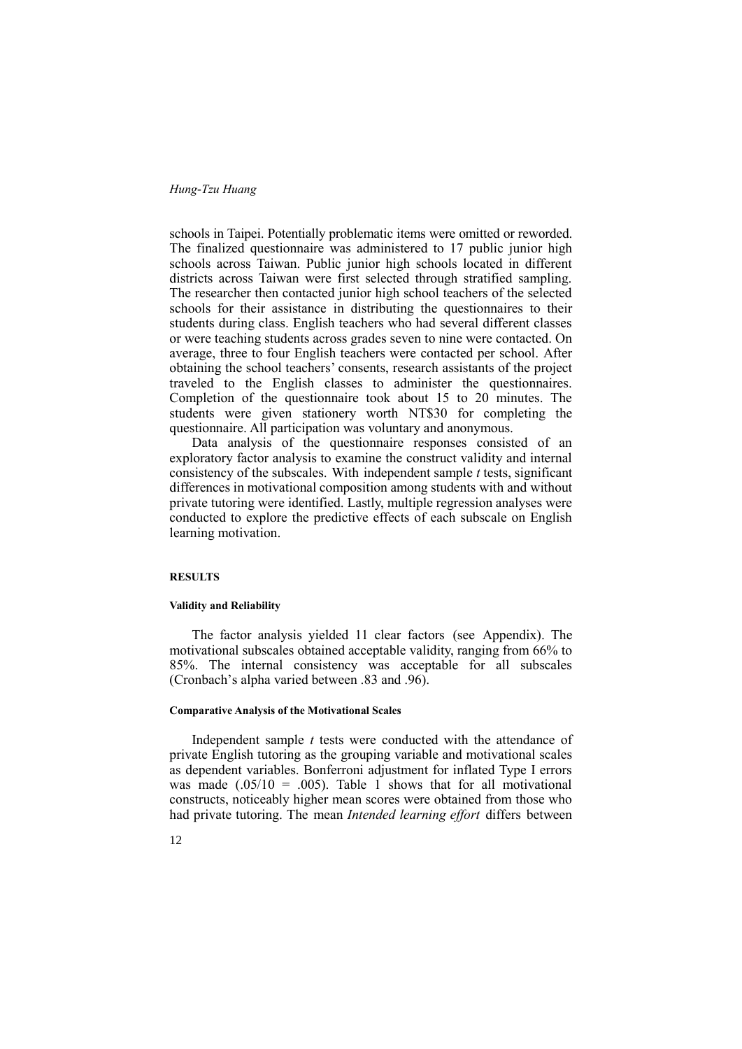schools in Taipei. Potentially problematic items were omitted or reworded. The finalized questionnaire was administered to 17 public junior high schools across Taiwan. Public junior high schools located in different districts across Taiwan were first selected through stratified sampling. The researcher then contacted junior high school teachers of the selected schools for their assistance in distributing the questionnaires to their students during class. English teachers who had several different classes or were teaching students across grades seven to nine were contacted. On average, three to four English teachers were contacted per school. After obtaining the school teachers' consents, research assistants of the project traveled to the English classes to administer the questionnaires. Completion of the questionnaire took about 15 to 20 minutes. The students were given stationery worth NT$30 for completing the questionnaire. All participation was voluntary and anonymous.

Data analysis of the questionnaire responses consisted of an exploratory factor analysis to examine the construct validity and internal consistency of the subscales. With independent sample *t* tests, significant differences in motivational composition among students with and without private tutoring were identified. Lastly, multiple regression analyses were conducted to explore the predictive effects of each subscale on English learning motivation.

## RESULTS

### Validity and Reliability

The factor analysis yielded 11 clear factors (see Appendix). The motivational subscales obtained acceptable validity, ranging from 66% to 85%. The internal consistency was acceptable for all subscales (Cronbach's alpha varied between .83 and .96).

### Comparative Analysis of the Motivational Scales

Independent sample *t* tests were conducted with the attendance of private English tutoring as the grouping variable and motivational scales as dependent variables. Bonferroni adjustment for inflated Type I errors was made ($.05/10 = .005$). Table 1 shows that for all motivational constructs, noticeably higher mean scores were obtained from those who had private tutoring. The mean *Intended learning effort* differs between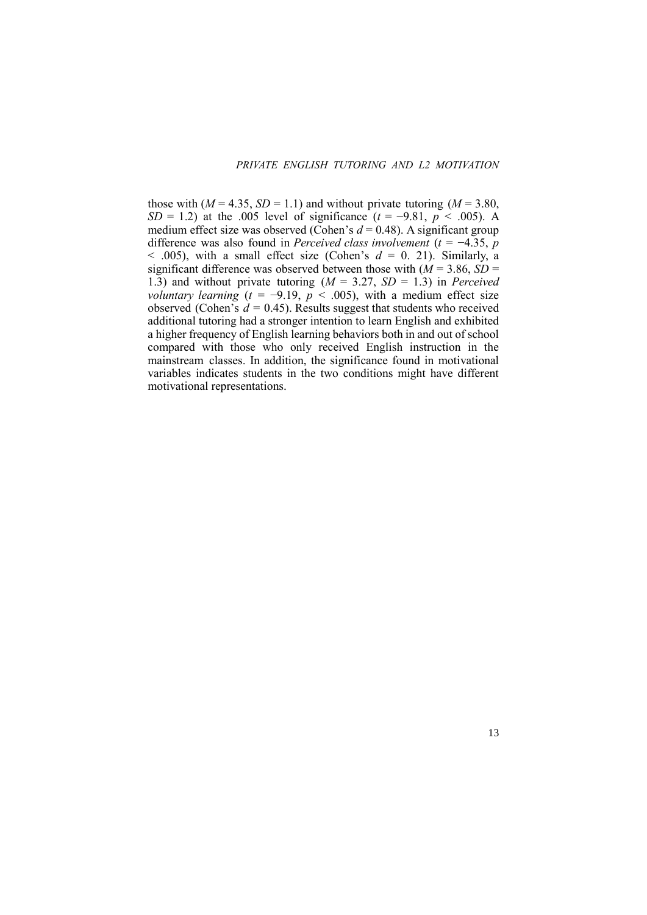those with ($M = 4.35$, $SD = 1.1$) and without private tutoring ($M = 3.80$, $SD = 1.2$) at the .005 level of significance ($t = -9.81$, $p < .005$). A medium effect size was observed (Cohen's $d = 0.48$). A significant group difference was also found in *Perceived class involvement* ($t = -4.35$, $p < .005$), with a small effect size (Cohen's $d = 0.21$). Similarly, a significant difference was observed between those with ($M = 3.86$, $SD = 1.3$) and without private tutoring ($M = 3.27$, $SD = 1.3$) in *Perceived voluntary learning* ($t = -9.19$, $p < .005$), with a medium effect size observed (Cohen's $d = 0.45$). Results suggest that students who received additional tutoring had a stronger intention to learn English and exhibited a higher frequency of English learning behaviors both in and out of school compared with those who only received English instruction in the mainstream classes. In addition, the significance found in motivational variables indicates students in the two conditions might have different motivational representations.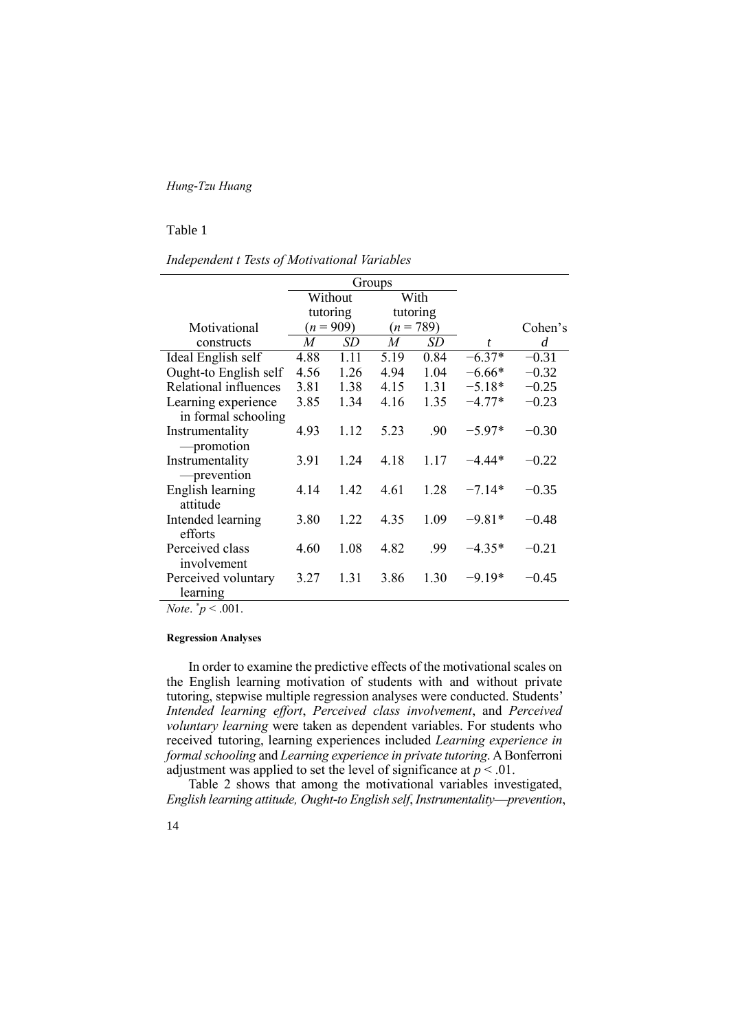Table 1

*Independent t Tests of Motivational Variables*

| Motivational constructs | Groups | | | | | |
|---|---|---|---|---|---|---|
| | Without tutoring ($n$ = 909) | | With tutoring ($n$ = 789) | | | |
| | *M* | *SD* | *M* | *SD* | *t* | Cohen's *d* |
| Ideal English self | 4.88 | 1.11 | 5.19 | 0.84 | −6.37* | −0.31 |
| Ought-to English self | 4.56 | 1.26 | 4.94 | 1.04 | −6.66* | −0.32 |
| Relational influences | 3.81 | 1.38 | 4.15 | 1.31 | −5.18* | −0.25 |
| Learning experience in formal schooling | 3.85 | 1.34 | 4.16 | 1.35 | −4.77* | −0.23 |
| Instrumentality—promotion | 4.93 | 1.12 | 5.23 | .90 | −5.97* | −0.30 |
| Instrumentality—prevention | 3.91 | 1.24 | 4.18 | 1.17 | −4.44* | −0.22 |
| English learning attitude | 4.14 | 1.42 | 4.61 | 1.28 | −7.14* | −0.35 |
| Intended learning efforts | 3.80 | 1.22 | 4.35 | 1.09 | −9.81* | −0.48 |
| Perceived class involvement | 4.60 | 1.08 | 4.82 | .99 | −4.35* | −0.21 |
| Perceived voluntary learning | 3.27 | 1.31 | 3.86 | 1.30 | −9.19* | −0.45 |

*Note*. *$p < .001$.

#### Regression Analyses

In order to examine the predictive effects of the motivational scales on the English learning motivation of students with and without private tutoring, stepwise multiple regression analyses were conducted. Students' *Intended learning effort*, *Perceived class involvement*, and *Perceived voluntary learning* were taken as dependent variables. For students who received tutoring, learning experiences included *Learning experience in formal schooling* and *Learning experience in private tutoring*. A Bonferroni adjustment was applied to set the level of significance at $p < .01$.

Table 2 shows that among the motivational variables investigated, *English learning attitude, Ought-to English self*, *Instrumentality—prevention*,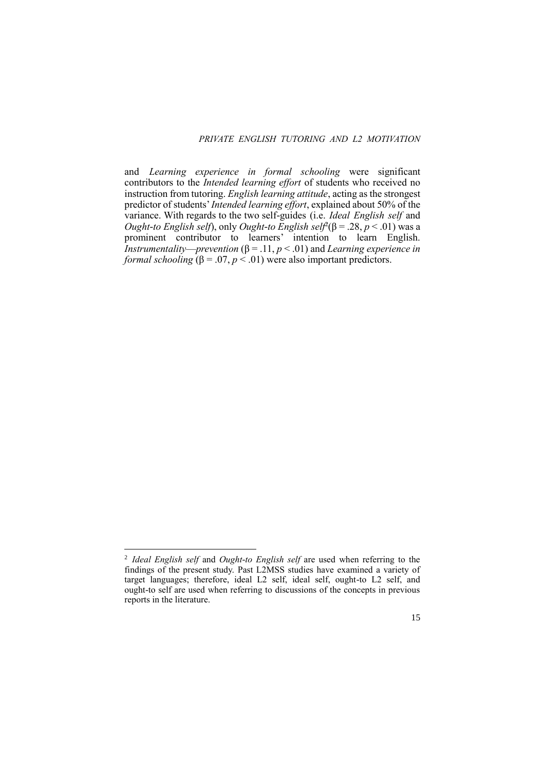and *Learning experience in formal schooling* were significant contributors to the *Intended learning effort* of students who received no instruction from tutoring. *English learning attitude*, acting as the strongest predictor of students' *Intended learning effort*, explained about 50% of the variance. With regards to the two self-guides (i.e. *Ideal English self* and *Ought-to English self*), only *Ought-to English self*[2] ($\beta = .28$, $p < .01$) was a prominent contributor to learners' intention to learn English. *Instrumentality—prevention* ($\beta = .11$, $p < .01$) and *Learning experience in formal schooling* ($\beta = .07$, $p < .01$) were also important predictors.

---

[2] *Ideal English self* and *Ought-to English self* are used when referring to the findings of the present study. Past L2MSS studies have examined a variety of target languages; therefore, ideal L2 self, ideal self, ought-to L2 self, and ought-to self are used when referring to discussions of the concepts in previous reports in the literature.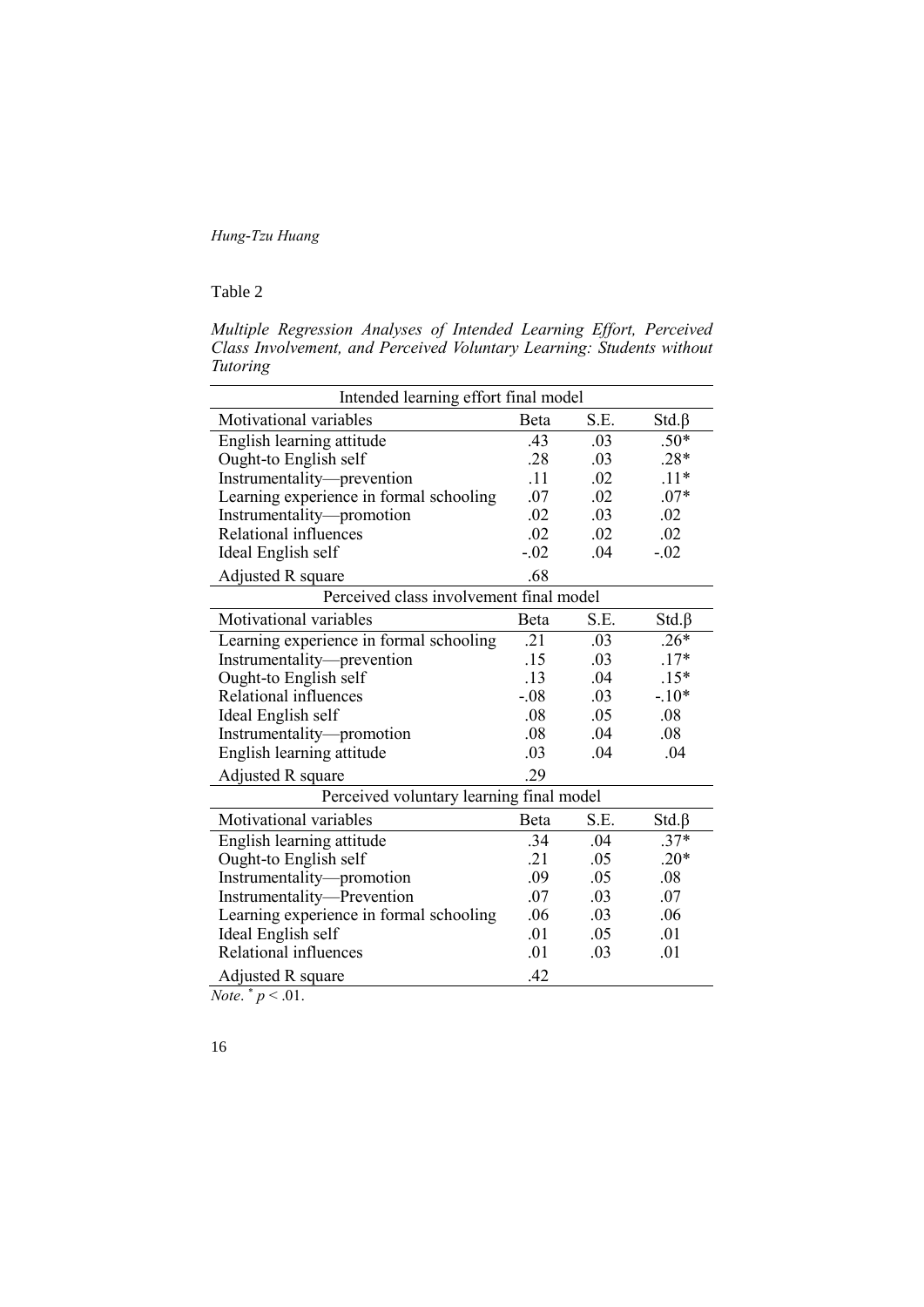Table 2

*Multiple Regression Analyses of Intended Learning Effort, Perceived Class Involvement, and Perceived Voluntary Learning: Students without Tutoring*

| Intended learning effort final model | | | |
|---|---|---|---|
| Motivational variables | Beta | S.E. | Std.β |
| English learning attitude | .43 | .03 | .50* |
| Ought-to English self | .28 | .03 | .28* |
| Instrumentality—prevention | .11 | .02 | .11* |
| Learning experience in formal schooling | .07 | .02 | .07* |
| Instrumentality—promotion | .02 | .03 | .02 |
| Relational influences | .02 | .02 | .02 |
| Ideal English self | -.02 | .04 | -.02 |
| Adjusted R square | .68 | | |
| **Perceived class involvement final model** | | | |
| Motivational variables | Beta | S.E. | Std.β |
| Learning experience in formal schooling | .21 | .03 | .26* |
| Instrumentality—prevention | .15 | .03 | .17* |
| Ought-to English self | .13 | .04 | .15* |
| Relational influences | -.08 | .03 | -.10* |
| Ideal English self | .08 | .05 | .08 |
| Instrumentality—promotion | .08 | .04 | .08 |
| English learning attitude | .03 | .04 | .04 |
| Adjusted R square | .29 | | |
| **Perceived voluntary learning final model** | | | |
| Motivational variables | Beta | S.E. | Std.β |
| English learning attitude | .34 | .04 | .37* |
| Ought-to English self | .21 | .05 | .20* |
| Instrumentality—promotion | .09 | .05 | .08 |
| Instrumentality—Prevention | .07 | .03 | .07 |
| Learning experience in formal schooling | .06 | .03 | .06 |
| Ideal English self | .01 | .05 | .01 |
| Relational influences | .01 | .03 | .01 |
| Adjusted R square | .42 | | |

*Note*. * $p < .01$.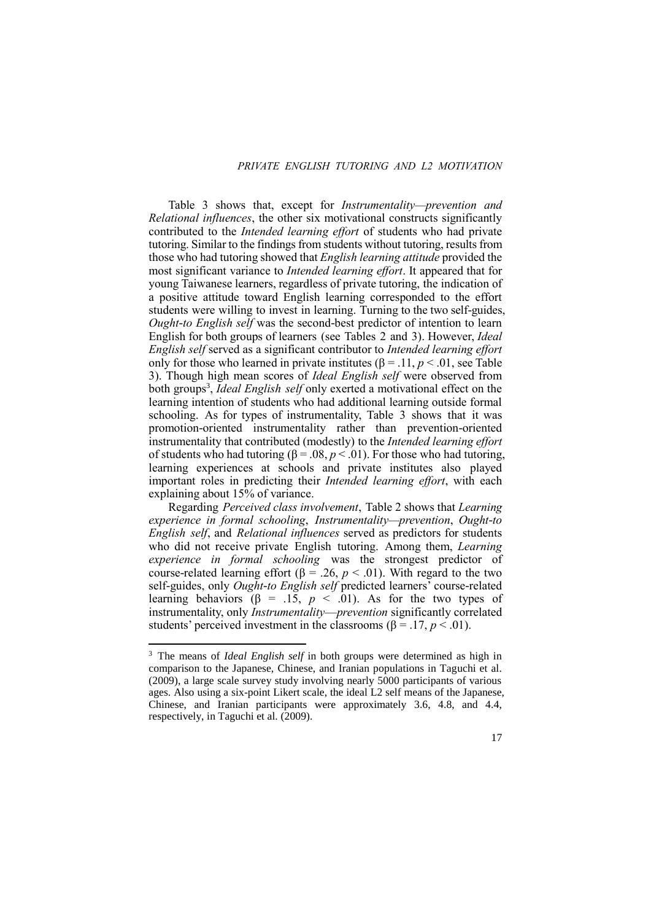Table 3 shows that, except for *Instrumentality—prevention and Relational influences*, the other six motivational constructs significantly contributed to the *Intended learning effort* of students who had private tutoring. Similar to the findings from students without tutoring, results from those who had tutoring showed that *English learning attitude* provided the most significant variance to *Intended learning effort*. It appeared that for young Taiwanese learners, regardless of private tutoring, the indication of a positive attitude toward English learning corresponded to the effort students were willing to invest in learning. Turning to the two self-guides, *Ought-to English self* was the second-best predictor of intention to learn English for both groups of learners (see Tables 2 and 3). However, *Ideal English self* served as a significant contributor to *Intended learning effort* only for those who learned in private institutes ($\beta = .11$, $p < .01$, see Table 3). Though high mean scores of *Ideal English self* were observed from both groups[3], *Ideal English self* only exerted a motivational effect on the learning intention of students who had additional learning outside formal schooling. As for types of instrumentality, Table 3 shows that it was promotion-oriented instrumentality rather than prevention-oriented instrumentality that contributed (modestly) to the *Intended learning effort* of students who had tutoring ($\beta = .08$, $p < .01$). For those who had tutoring, learning experiences at schools and private institutes also played important roles in predicting their *Intended learning effort*, with each explaining about 15% of variance.

Regarding *Perceived class involvement*, Table 2 shows that *Learning experience in formal schooling*, *Instrumentality—prevention*, *Ought-to English self*, and *Relational influences* served as predictors for students who did not receive private English tutoring. Among them, *Learning experience in formal schooling* was the strongest predictor of course-related learning effort ($\beta = .26$, $p < .01$). With regard to the two self-guides, only *Ought-to English self* predicted learners' course-related learning behaviors ($\beta = .15$, $p < .01$). As for the two types of instrumentality, only *Instrumentality*—*prevention* significantly correlated students' perceived investment in the classrooms ($\beta = .17$, $p < .01$).

---

[3] The means of *Ideal English self* in both groups were determined as high in comparison to the Japanese, Chinese, and Iranian populations in Taguchi et al. (2009), a large scale survey study involving nearly 5000 participants of various ages. Also using a six-point Likert scale, the ideal L2 self means of the Japanese, Chinese, and Iranian participants were approximately 3.6, 4.8, and 4.4, respectively, in Taguchi et al. (2009).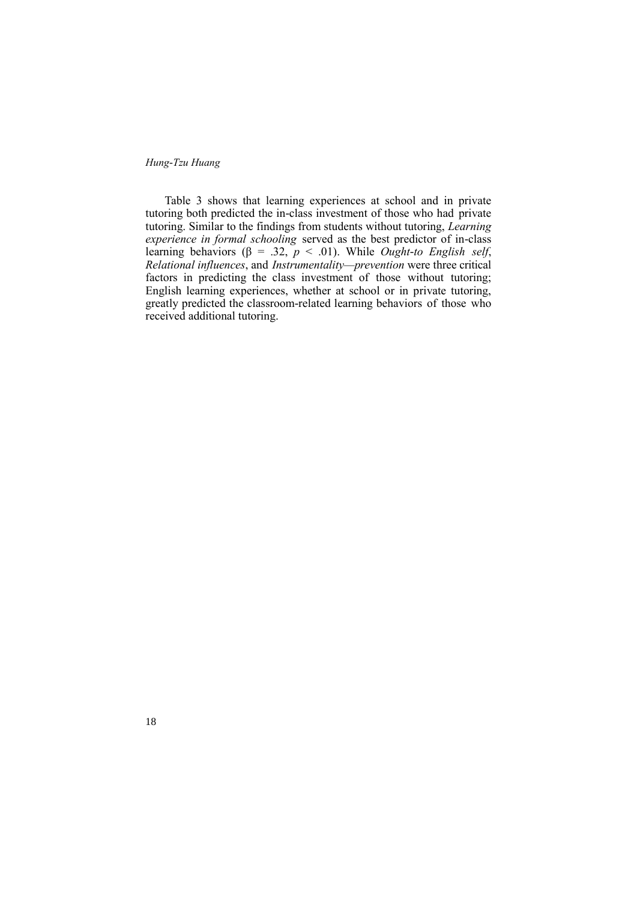Table 3 shows that learning experiences at school and in private tutoring both predicted the in-class investment of those who had private tutoring. Similar to the findings from students without tutoring, *Learning experience in formal schooling* served as the best predictor of in-class learning behaviors ($\beta = .32$, $p < .01$). While *Ought-to English self*, *Relational influences*, and *Instrumentality—prevention* were three critical factors in predicting the class investment of those without tutoring; English learning experiences, whether at school or in private tutoring, greatly predicted the classroom-related learning behaviors of those who received additional tutoring.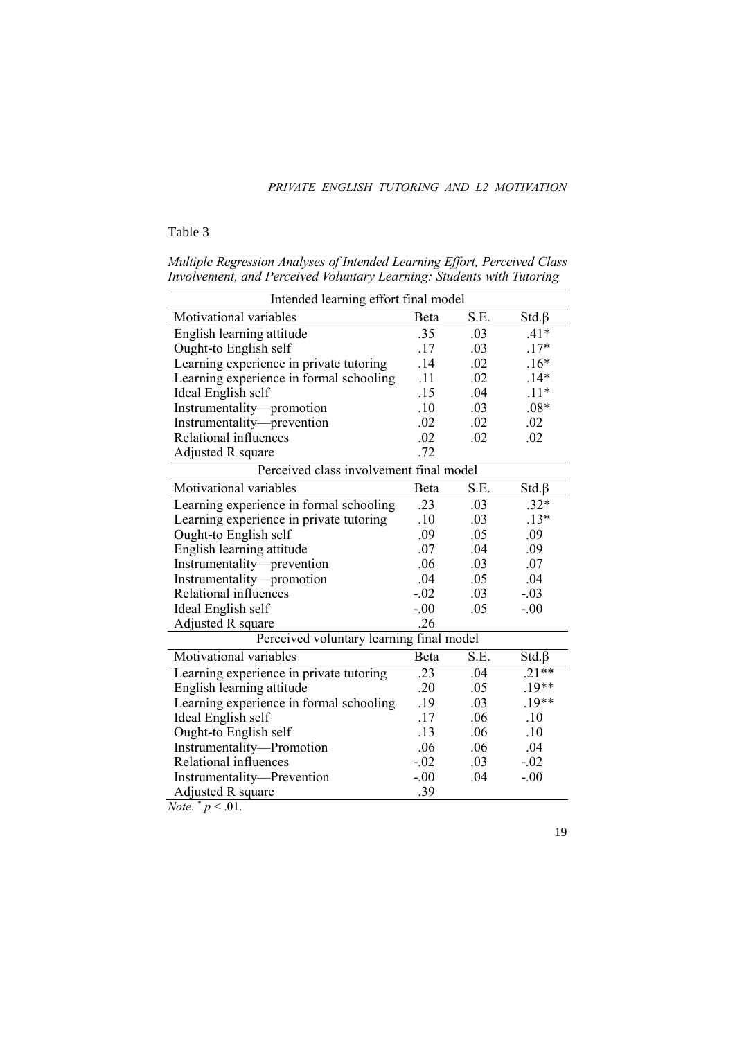Table 3

*Multiple Regression Analyses of Intended Learning Effort, Perceived Class Involvement, and Perceived Voluntary Learning: Students with Tutoring*

| Intended learning effort final model | | | |
|---|---|---|---|
| Motivational variables | Beta | S.E. | Std.β |
| English learning attitude | .35 | .03 | .41* |
| Ought-to English self | .17 | .03 | .17* |
| Learning experience in private tutoring | .14 | .02 | .16* |
| Learning experience in formal schooling | .11 | .02 | .14* |
| Ideal English self | .15 | .04 | .11* |
| Instrumentality—promotion | .10 | .03 | .08* |
| Instrumentality—prevention | .02 | .02 | .02 |
| Relational influences | .02 | .02 | .02 |
| Adjusted R square | .72 | | |
| **Perceived class involvement final model** | | | |
| Motivational variables | Beta | S.E. | Std.β |
| Learning experience in formal schooling | .23 | .03 | .32* |
| Learning experience in private tutoring | .10 | .03 | .13* |
| Ought-to English self | .09 | .05 | .09 |
| English learning attitude | .07 | .04 | .09 |
| Instrumentality—prevention | .06 | .03 | .07 |
| Instrumentality—promotion | .04 | .05 | .04 |
| Relational influences | -.02 | .03 | -.03 |
| Ideal English self | -.00 | .05 | -.00 |
| Adjusted R square | .26 | | |
| **Perceived voluntary learning final model** | | | |
| Motivational variables | Beta | S.E. | Std.β |
| Learning experience in private tutoring | .23 | .04 | .21** |
| English learning attitude | .20 | .05 | .19** |
| Learning experience in formal schooling | .19 | .03 | .19** |
| Ideal English self | .17 | .06 | .10 |
| Ought-to English self | .13 | .06 | .10 |
| Instrumentality—Promotion | .06 | .06 | .04 |
| Relational influences | -.02 | .03 | -.02 |
| Instrumentality—Prevention | -.00 | .04 | -.00 |
| Adjusted R square | .39 | | |

*Note*. * $p < .01$.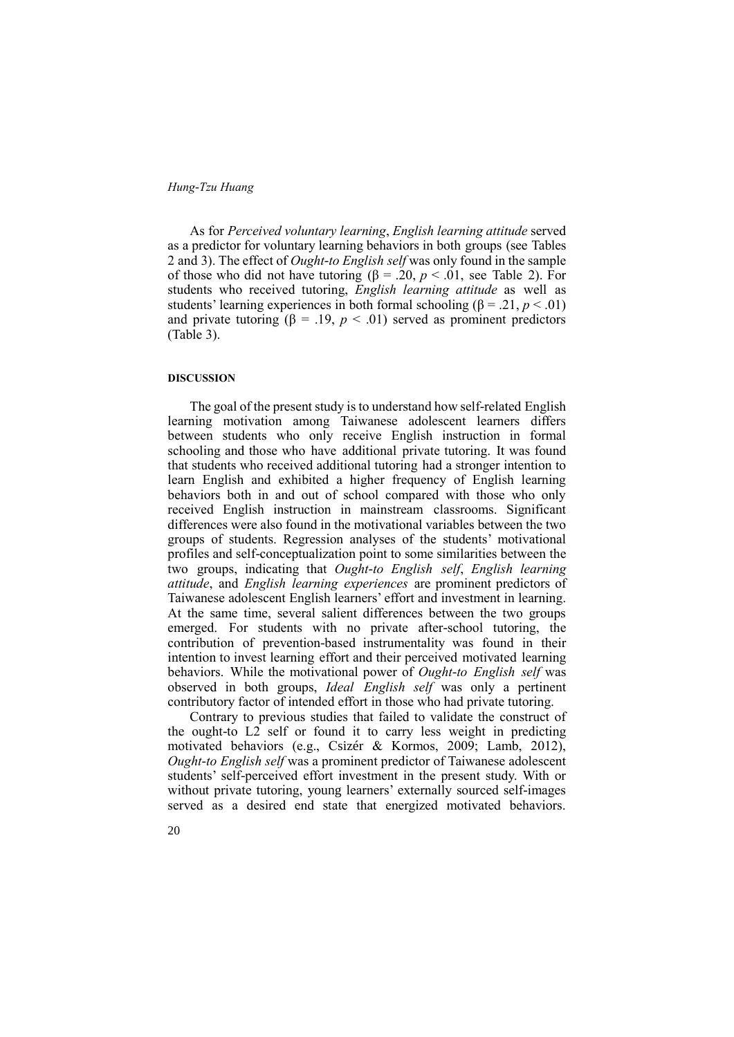As for *Perceived voluntary learning*, *English learning attitude* served as a predictor for voluntary learning behaviors in both groups (see Tables 2 and 3). The effect of *Ought-to English self* was only found in the sample of those who did not have tutoring ($\beta = .20$, $p < .01$, see Table 2). For students who received tutoring, *English learning attitude* as well as students' learning experiences in both formal schooling ($\beta = .21$, $p < .01$) and private tutoring ($\beta = .19$, $p < .01$) served as prominent predictors (Table 3).

## DISCUSSION

The goal of the present study is to understand how self-related English learning motivation among Taiwanese adolescent learners differs between students who only receive English instruction in formal schooling and those who have additional private tutoring. It was found that students who received additional tutoring had a stronger intention to learn English and exhibited a higher frequency of English learning behaviors both in and out of school compared with those who only received English instruction in mainstream classrooms. Significant differences were also found in the motivational variables between the two groups of students. Regression analyses of the students' motivational profiles and self-conceptualization point to some similarities between the two groups, indicating that *Ought-to English self*, *English learning attitude*, and *English learning experiences* are prominent predictors of Taiwanese adolescent English learners' effort and investment in learning. At the same time, several salient differences between the two groups emerged. For students with no private after-school tutoring, the contribution of prevention-based instrumentality was found in their intention to invest learning effort and their perceived motivated learning behaviors. While the motivational power of *Ought-to English self* was observed in both groups, *Ideal English self* was only a pertinent contributory factor of intended effort in those who had private tutoring.

Contrary to previous studies that failed to validate the construct of the ought-to L2 self or found it to carry less weight in predicting motivated behaviors (e.g., Csizér & Kormos, 2009; Lamb, 2012), *Ought-to English self* was a prominent predictor of Taiwanese adolescent students' self-perceived effort investment in the present study. With or without private tutoring, young learners' externally sourced self-images served as a desired end state that energized motivated behaviors.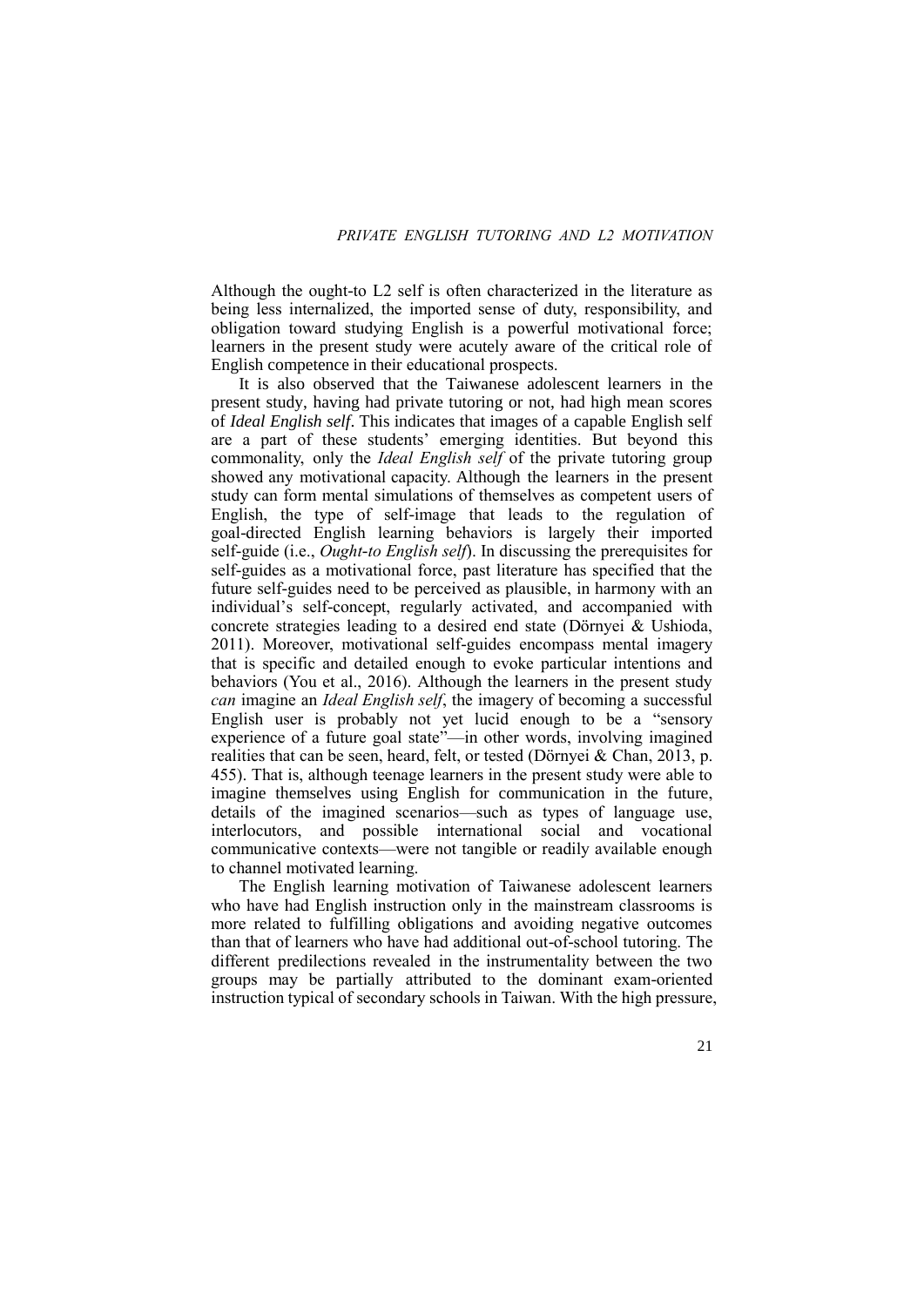Although the ought-to L2 self is often characterized in the literature as being less internalized, the imported sense of duty, responsibility, and obligation toward studying English is a powerful motivational force; learners in the present study were acutely aware of the critical role of English competence in their educational prospects.

It is also observed that the Taiwanese adolescent learners in the present study, having had private tutoring or not, had high mean scores of *Ideal English self*. This indicates that images of a capable English self are a part of these students' emerging identities. But beyond this commonality, only the *Ideal English self* of the private tutoring group showed any motivational capacity. Although the learners in the present study can form mental simulations of themselves as competent users of English, the type of self-image that leads to the regulation of goal-directed English learning behaviors is largely their imported self-guide (i.e., *Ought-to English self*). In discussing the prerequisites for self-guides as a motivational force, past literature has specified that the future self-guides need to be perceived as plausible, in harmony with an individual's self-concept, regularly activated, and accompanied with concrete strategies leading to a desired end state (Dörnyei & Ushioda, 2011). Moreover, motivational self-guides encompass mental imagery that is specific and detailed enough to evoke particular intentions and behaviors (You et al., 2016). Although the learners in the present study *can* imagine an *Ideal English self*, the imagery of becoming a successful English user is probably not yet lucid enough to be a "sensory experience of a future goal state"—in other words, involving imagined realities that can be seen, heard, felt, or tested (Dörnyei & Chan, 2013, p. 455). That is, although teenage learners in the present study were able to imagine themselves using English for communication in the future, details of the imagined scenarios—such as types of language use, interlocutors, and possible international social and vocational communicative contexts—were not tangible or readily available enough to channel motivated learning.

The English learning motivation of Taiwanese adolescent learners who have had English instruction only in the mainstream classrooms is more related to fulfilling obligations and avoiding negative outcomes than that of learners who have had additional out-of-school tutoring. The different predilections revealed in the instrumentality between the two groups may be partially attributed to the dominant exam-oriented instruction typical of secondary schools in Taiwan. With the high pressure,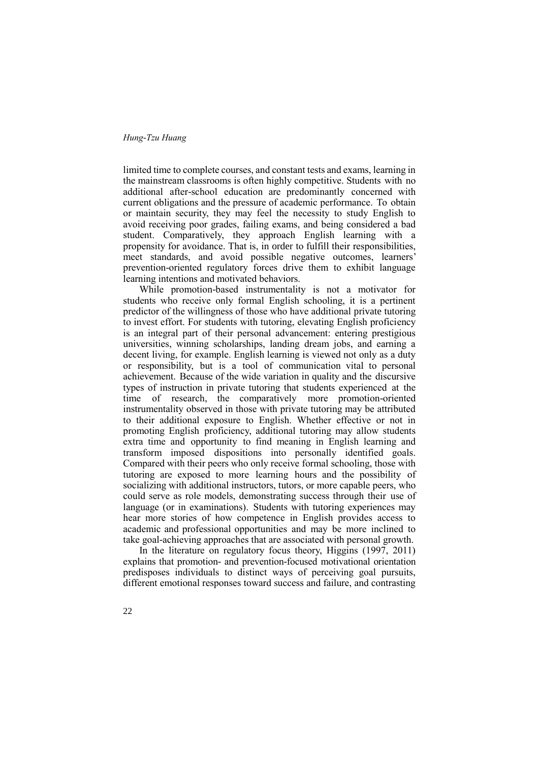limited time to complete courses, and constant tests and exams, learning in the mainstream classrooms is often highly competitive. Students with no additional after-school education are predominantly concerned with current obligations and the pressure of academic performance. To obtain or maintain security, they may feel the necessity to study English to avoid receiving poor grades, failing exams, and being considered a bad student. Comparatively, they approach English learning with a propensity for avoidance. That is, in order to fulfill their responsibilities, meet standards, and avoid possible negative outcomes, learners' prevention-oriented regulatory forces drive them to exhibit language learning intentions and motivated behaviors.

While promotion-based instrumentality is not a motivator for students who receive only formal English schooling, it is a pertinent predictor of the willingness of those who have additional private tutoring to invest effort. For students with tutoring, elevating English proficiency is an integral part of their personal advancement: entering prestigious universities, winning scholarships, landing dream jobs, and earning a decent living, for example. English learning is viewed not only as a duty or responsibility, but is a tool of communication vital to personal achievement. Because of the wide variation in quality and the discursive types of instruction in private tutoring that students experienced at the time of research, the comparatively more promotion-oriented instrumentality observed in those with private tutoring may be attributed to their additional exposure to English. Whether effective or not in promoting English proficiency, additional tutoring may allow students extra time and opportunity to find meaning in English learning and transform imposed dispositions into personally identified goals. Compared with their peers who only receive formal schooling, those with tutoring are exposed to more learning hours and the possibility of socializing with additional instructors, tutors, or more capable peers, who could serve as role models, demonstrating success through their use of language (or in examinations). Students with tutoring experiences may hear more stories of how competence in English provides access to academic and professional opportunities and may be more inclined to take goal-achieving approaches that are associated with personal growth.

In the literature on regulatory focus theory, Higgins (1997, 2011) explains that promotion- and prevention-focused motivational orientation predisposes individuals to distinct ways of perceiving goal pursuits, different emotional responses toward success and failure, and contrasting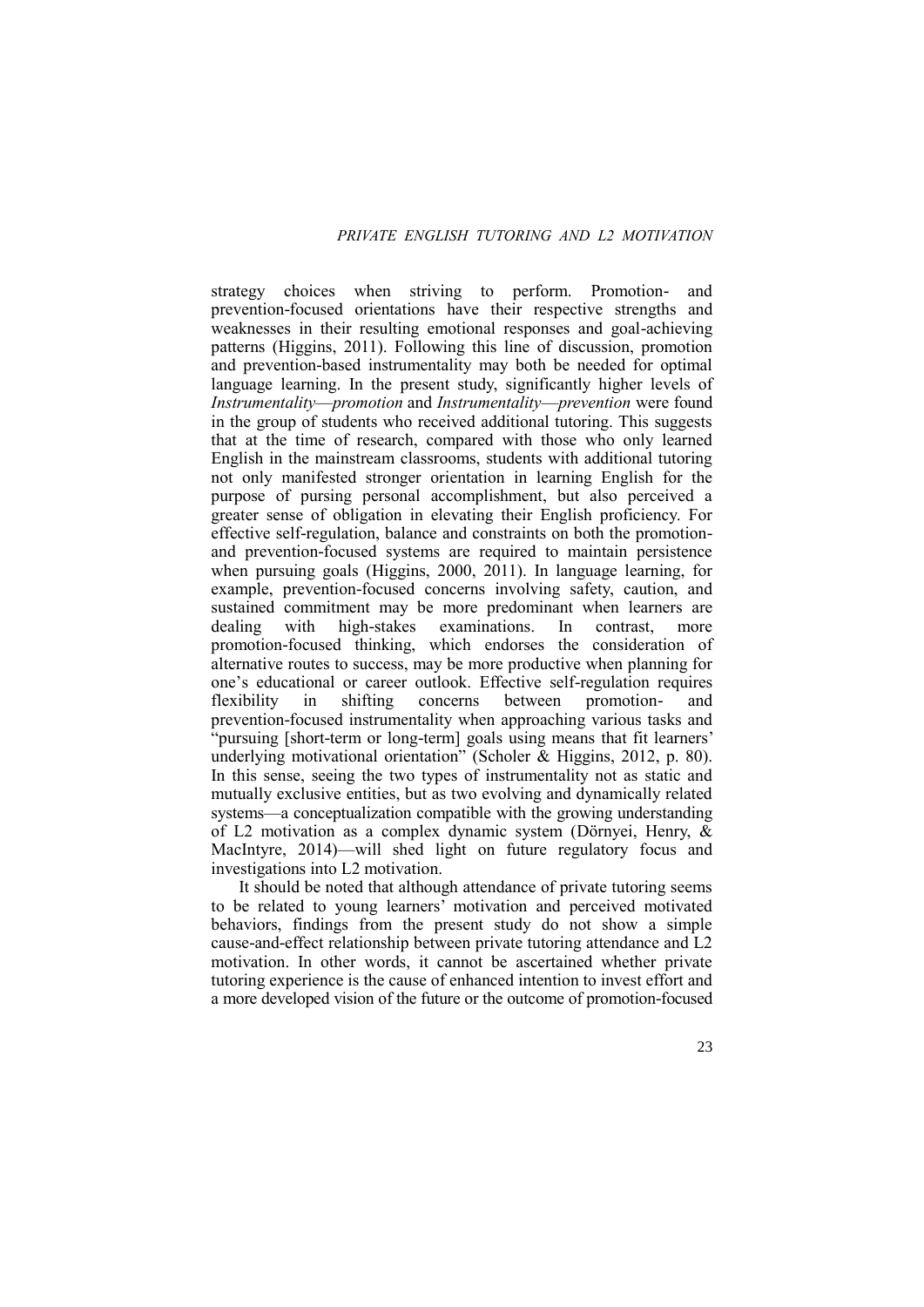strategy choices when striving to perform. Promotion- and prevention-focused orientations have their respective strengths and weaknesses in their resulting emotional responses and goal-achieving patterns (Higgins, 2011). Following this line of discussion, promotion and prevention-based instrumentality may both be needed for optimal language learning. In the present study, significantly higher levels of *Instrumentality—promotion* and *Instrumentality—prevention* were found in the group of students who received additional tutoring. This suggests that at the time of research, compared with those who only learned English in the mainstream classrooms, students with additional tutoring not only manifested stronger orientation in learning English for the purpose of pursing personal accomplishment, but also perceived a greater sense of obligation in elevating their English proficiency. For effective self-regulation, balance and constraints on both the promotion- and prevention-focused systems are required to maintain persistence when pursuing goals (Higgins, 2000, 2011). In language learning, for example, prevention-focused concerns involving safety, caution, and sustained commitment may be more predominant when learners are dealing with high-stakes examinations. In contrast, more promotion-focused thinking, which endorses the consideration of alternative routes to success, may be more productive when planning for one's educational or career outlook. Effective self-regulation requires flexibility in shifting concerns between promotion- and prevention-focused instrumentality when approaching various tasks and "pursuing [short-term or long-term] goals using means that fit learners' underlying motivational orientation" (Scholer & Higgins, 2012, p. 80). In this sense, seeing the two types of instrumentality not as static and mutually exclusive entities, but as two evolving and dynamically related systems—a conceptualization compatible with the growing understanding of L2 motivation as a complex dynamic system (Dörnyei, Henry, & MacIntyre, 2014)—will shed light on future regulatory focus and investigations into L2 motivation.

It should be noted that although attendance of private tutoring seems to be related to young learners' motivation and perceived motivated behaviors, findings from the present study do not show a simple cause-and-effect relationship between private tutoring attendance and L2 motivation. In other words, it cannot be ascertained whether private tutoring experience is the cause of enhanced intention to invest effort and a more developed vision of the future or the outcome of promotion-focused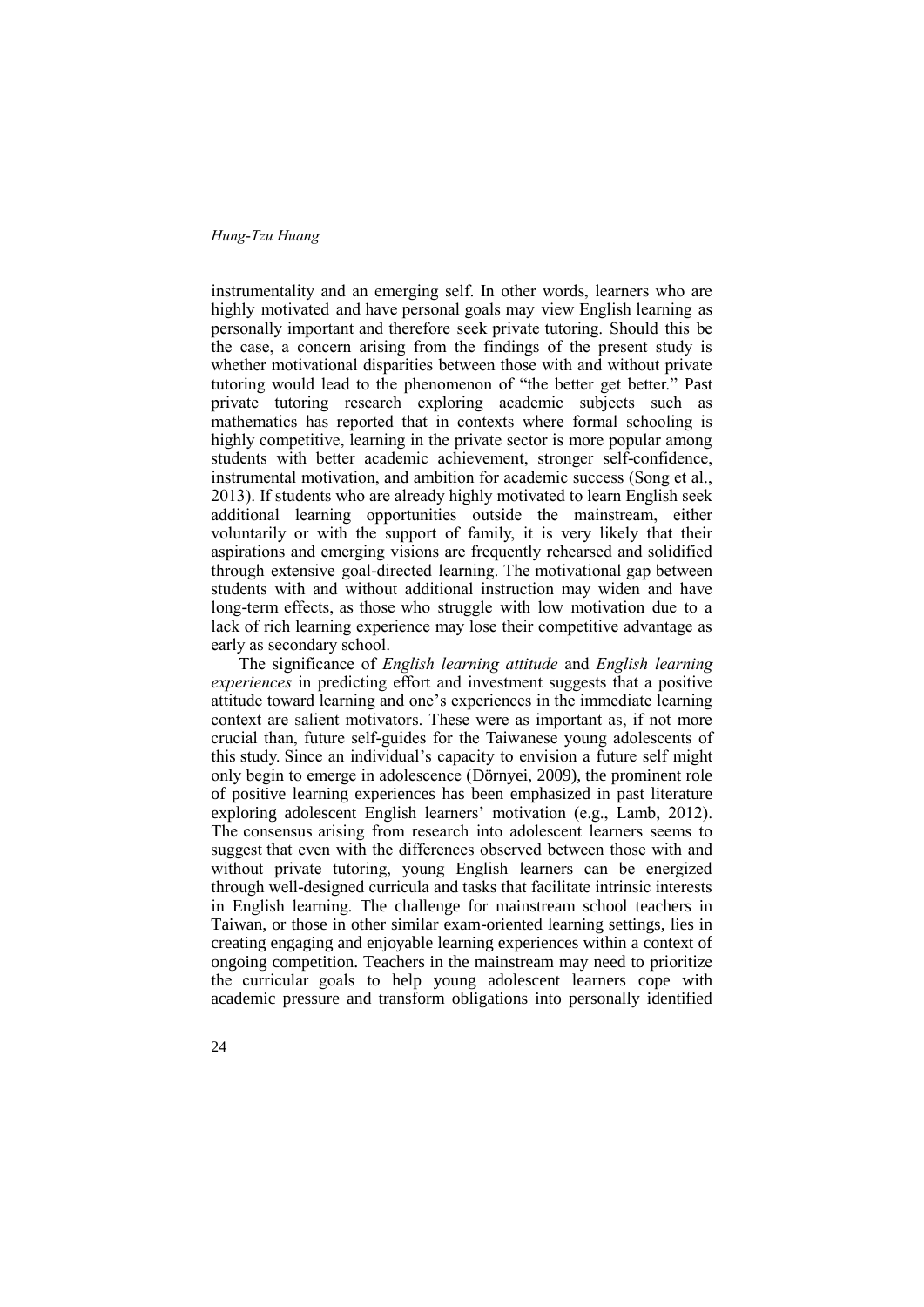instrumentality and an emerging self. In other words, learners who are highly motivated and have personal goals may view English learning as personally important and therefore seek private tutoring. Should this be the case, a concern arising from the findings of the present study is whether motivational disparities between those with and without private tutoring would lead to the phenomenon of "the better get better." Past private tutoring research exploring academic subjects such as mathematics has reported that in contexts where formal schooling is highly competitive, learning in the private sector is more popular among students with better academic achievement, stronger self-confidence, instrumental motivation, and ambition for academic success (Song et al., 2013). If students who are already highly motivated to learn English seek additional learning opportunities outside the mainstream, either voluntarily or with the support of family, it is very likely that their aspirations and emerging visions are frequently rehearsed and solidified through extensive goal-directed learning. The motivational gap between students with and without additional instruction may widen and have long-term effects, as those who struggle with low motivation due to a lack of rich learning experience may lose their competitive advantage as early as secondary school.

The significance of *English learning attitude* and *English learning experiences* in predicting effort and investment suggests that a positive attitude toward learning and one's experiences in the immediate learning context are salient motivators. These were as important as, if not more crucial than, future self-guides for the Taiwanese young adolescents of this study. Since an individual's capacity to envision a future self might only begin to emerge in adolescence (Dörnyei, 2009), the prominent role of positive learning experiences has been emphasized in past literature exploring adolescent English learners' motivation (e.g., Lamb, 2012). The consensus arising from research into adolescent learners seems to suggest that even with the differences observed between those with and without private tutoring, young English learners can be energized through well-designed curricula and tasks that facilitate intrinsic interests in English learning. The challenge for mainstream school teachers in Taiwan, or those in other similar exam-oriented learning settings, lies in creating engaging and enjoyable learning experiences within a context of ongoing competition. Teachers in the mainstream may need to prioritize the curricular goals to help young adolescent learners cope with academic pressure and transform obligations into personally identified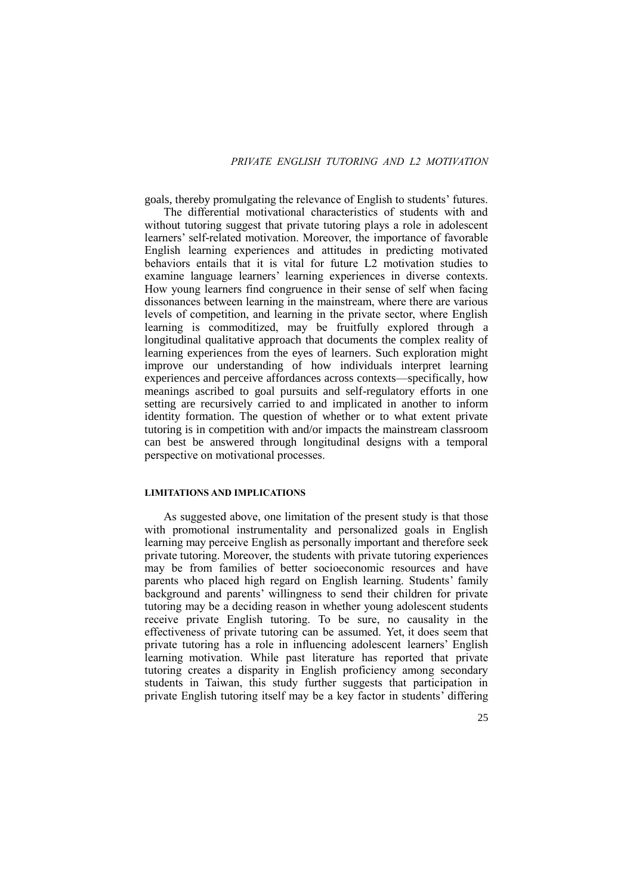goals, thereby promulgating the relevance of English to students' futures.

The differential motivational characteristics of students with and without tutoring suggest that private tutoring plays a role in adolescent learners' self-related motivation. Moreover, the importance of favorable English learning experiences and attitudes in predicting motivated behaviors entails that it is vital for future L2 motivation studies to examine language learners' learning experiences in diverse contexts. How young learners find congruence in their sense of self when facing dissonances between learning in the mainstream, where there are various levels of competition, and learning in the private sector, where English learning is commoditized, may be fruitfully explored through a longitudinal qualitative approach that documents the complex reality of learning experiences from the eyes of learners. Such exploration might improve our understanding of how individuals interpret learning experiences and perceive affordances across contexts—specifically, how meanings ascribed to goal pursuits and self-regulatory efforts in one setting are recursively carried to and implicated in another to inform identity formation. The question of whether or to what extent private tutoring is in competition with and/or impacts the mainstream classroom can best be answered through longitudinal designs with a temporal perspective on motivational processes.

## LIMITATIONS AND IMPLICATIONS

As suggested above, one limitation of the present study is that those with promotional instrumentality and personalized goals in English learning may perceive English as personally important and therefore seek private tutoring. Moreover, the students with private tutoring experiences may be from families of better socioeconomic resources and have parents who placed high regard on English learning. Students' family background and parents' willingness to send their children for private tutoring may be a deciding reason in whether young adolescent students receive private English tutoring. To be sure, no causality in the effectiveness of private tutoring can be assumed. Yet, it does seem that private tutoring has a role in influencing adolescent learners' English learning motivation. While past literature has reported that private tutoring creates a disparity in English proficiency among secondary students in Taiwan, this study further suggests that participation in private English tutoring itself may be a key factor in students' differing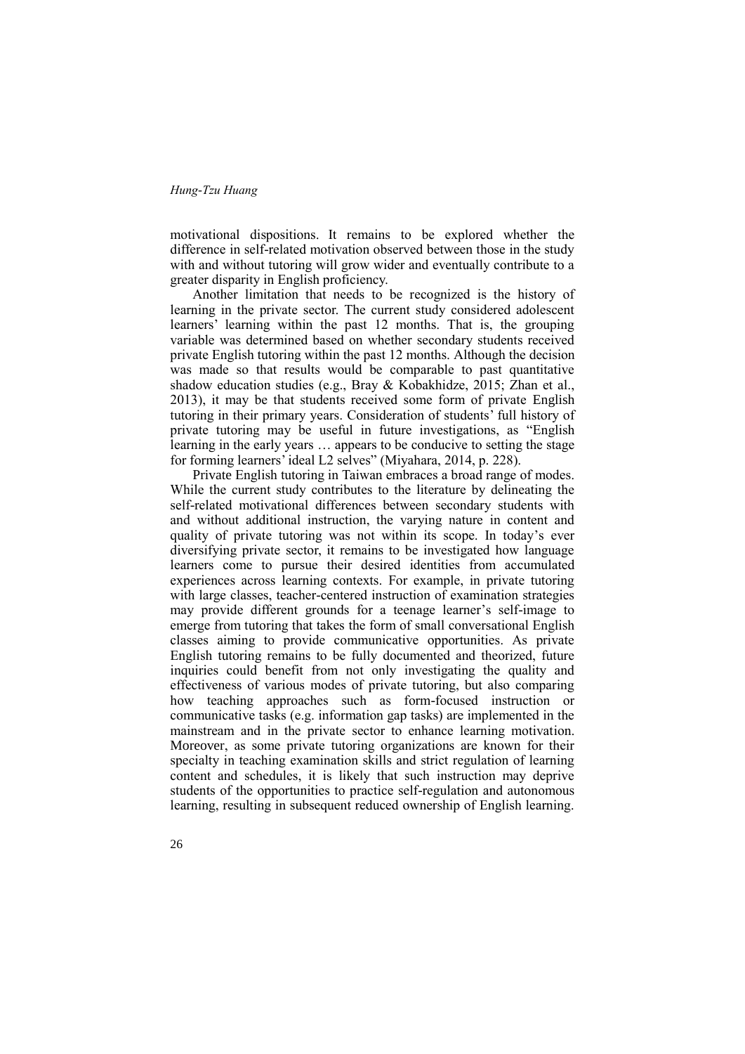motivational dispositions. It remains to be explored whether the difference in self-related motivation observed between those in the study with and without tutoring will grow wider and eventually contribute to a greater disparity in English proficiency.

Another limitation that needs to be recognized is the history of learning in the private sector. The current study considered adolescent learners' learning within the past 12 months. That is, the grouping variable was determined based on whether secondary students received private English tutoring within the past 12 months. Although the decision was made so that results would be comparable to past quantitative shadow education studies (e.g., Bray & Kobakhidze, 2015; Zhan et al., 2013), it may be that students received some form of private English tutoring in their primary years. Consideration of students' full history of private tutoring may be useful in future investigations, as "English learning in the early years … appears to be conducive to setting the stage for forming learners' ideal L2 selves" (Miyahara, 2014, p. 228).

Private English tutoring in Taiwan embraces a broad range of modes. While the current study contributes to the literature by delineating the self-related motivational differences between secondary students with and without additional instruction, the varying nature in content and quality of private tutoring was not within its scope. In today's ever diversifying private sector, it remains to be investigated how language learners come to pursue their desired identities from accumulated experiences across learning contexts. For example, in private tutoring with large classes, teacher-centered instruction of examination strategies may provide different grounds for a teenage learner's self-image to emerge from tutoring that takes the form of small conversational English classes aiming to provide communicative opportunities. As private English tutoring remains to be fully documented and theorized, future inquiries could benefit from not only investigating the quality and effectiveness of various modes of private tutoring, but also comparing how teaching approaches such as form-focused instruction or communicative tasks (e.g. information gap tasks) are implemented in the mainstream and in the private sector to enhance learning motivation. Moreover, as some private tutoring organizations are known for their specialty in teaching examination skills and strict regulation of learning content and schedules, it is likely that such instruction may deprive students of the opportunities to practice self-regulation and autonomous learning, resulting in subsequent reduced ownership of English learning.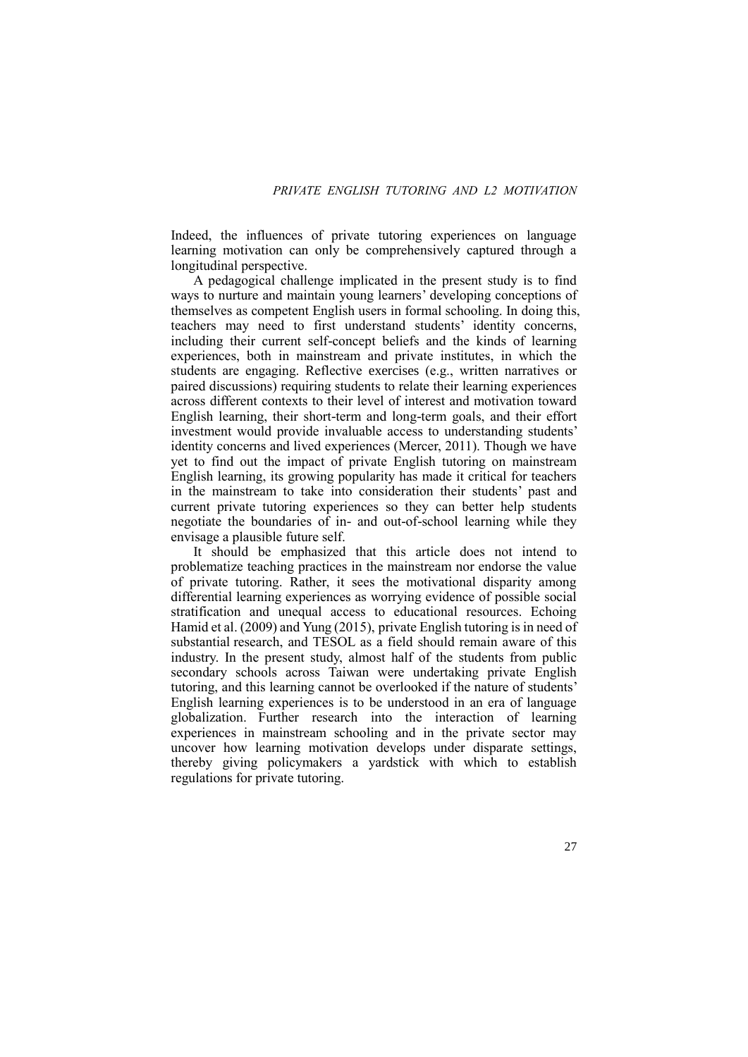Indeed, the influences of private tutoring experiences on language learning motivation can only be comprehensively captured through a longitudinal perspective.

A pedagogical challenge implicated in the present study is to find ways to nurture and maintain young learners' developing conceptions of themselves as competent English users in formal schooling. In doing this, teachers may need to first understand students' identity concerns, including their current self-concept beliefs and the kinds of learning experiences, both in mainstream and private institutes, in which the students are engaging. Reflective exercises (e.g., written narratives or paired discussions) requiring students to relate their learning experiences across different contexts to their level of interest and motivation toward English learning, their short-term and long-term goals, and their effort investment would provide invaluable access to understanding students' identity concerns and lived experiences (Mercer, 2011). Though we have yet to find out the impact of private English tutoring on mainstream English learning, its growing popularity has made it critical for teachers in the mainstream to take into consideration their students' past and current private tutoring experiences so they can better help students negotiate the boundaries of in- and out-of-school learning while they envisage a plausible future self.

It should be emphasized that this article does not intend to problematize teaching practices in the mainstream nor endorse the value of private tutoring. Rather, it sees the motivational disparity among differential learning experiences as worrying evidence of possible social stratification and unequal access to educational resources. Echoing Hamid et al. (2009) and Yung (2015), private English tutoring is in need of substantial research, and TESOL as a field should remain aware of this industry. In the present study, almost half of the students from public secondary schools across Taiwan were undertaking private English tutoring, and this learning cannot be overlooked if the nature of students' English learning experiences is to be understood in an era of language globalization. Further research into the interaction of learning experiences in mainstream schooling and in the private sector may uncover how learning motivation develops under disparate settings, thereby giving policymakers a yardstick with which to establish regulations for private tutoring.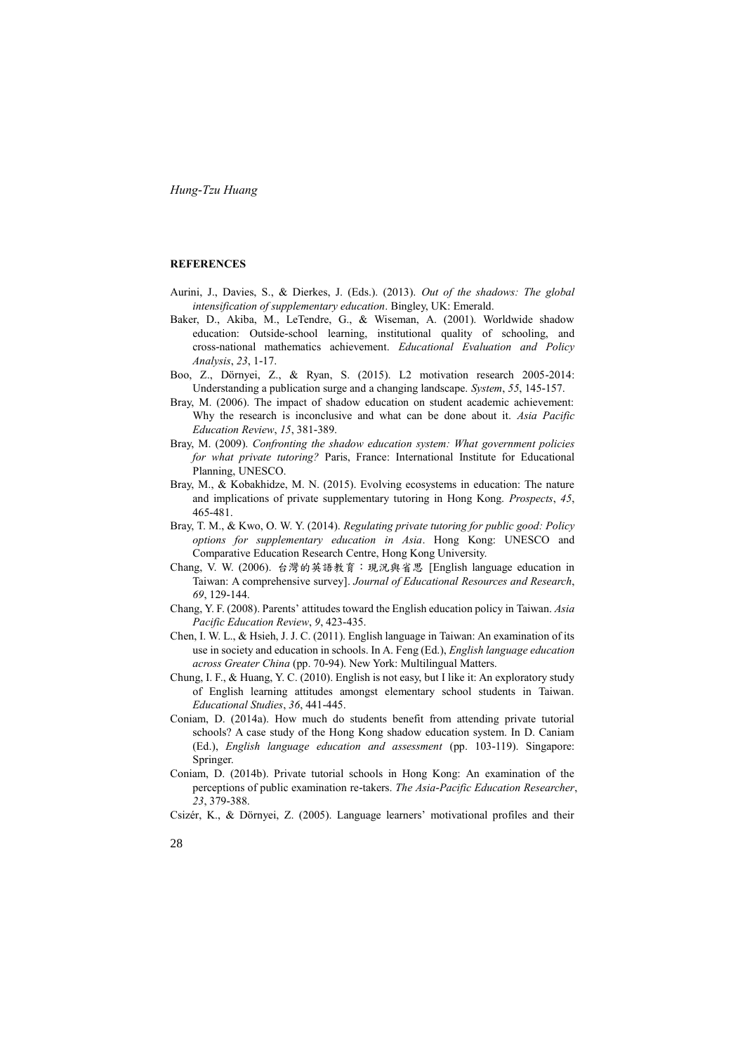## REFERENCES

Aurini, J., Davies, S., & Dierkes, J. (Eds.). (2013). *Out of the shadows: The global intensification of supplementary education*. Bingley, UK: Emerald.

Baker, D., Akiba, M., LeTendre, G., & Wiseman, A. (2001). Worldwide shadow education: Outside-school learning, institutional quality of schooling, and cross-national mathematics achievement. *Educational Evaluation and Policy Analysis*, *23*, 1-17.

Boo, Z., Dörnyei, Z., & Ryan, S. (2015). L2 motivation research 2005-2014: Understanding a publication surge and a changing landscape. *System*, *55*, 145-157.

Bray, M. (2006). The impact of shadow education on student academic achievement: Why the research is inconclusive and what can be done about it. *Asia Pacific Education Review*, *15*, 381-389.

Bray, M. (2009). *Confronting the shadow education system: What government policies for what private tutoring?* Paris, France: International Institute for Educational Planning, UNESCO.

Bray, M., & Kobakhidze, M. N. (2015). Evolving ecosystems in education: The nature and implications of private supplementary tutoring in Hong Kong. *Prospects*, *45*, 465-481.

Bray, T. M., & Kwo, O. W. Y. (2014). *Regulating private tutoring for public good: Policy options for supplementary education in Asia*. Hong Kong: UNESCO and Comparative Education Research Centre, Hong Kong University.

Chang, V. W. (2006). 台灣的英語教育：現況與省思 [English language education in Taiwan: A comprehensive survey]. *Journal of Educational Resources and Research*, *69*, 129-144.

Chang, Y. F. (2008). Parents' attitudes toward the English education policy in Taiwan. *Asia Pacific Education Review*, *9*, 423-435.

Chen, I. W. L., & Hsieh, J. J. C. (2011). English language in Taiwan: An examination of its use in society and education in schools. In A. Feng (Ed.), *English language education across Greater China* (pp. 70-94). New York: Multilingual Matters.

Chung, I. F., & Huang, Y. C. (2010). English is not easy, but I like it: An exploratory study of English learning attitudes amongst elementary school students in Taiwan. *Educational Studies*, *36*, 441-445.

Coniam, D. (2014a). How much do students benefit from attending private tutorial schools? A case study of the Hong Kong shadow education system. In D. Caniam (Ed.), *English language education and assessment* (pp. 103-119). Singapore: Springer.

Coniam, D. (2014b). Private tutorial schools in Hong Kong: An examination of the perceptions of public examination re-takers. *The Asia-Pacific Education Researcher*, *23*, 379-388.

Csizér, K., & Dörnyei, Z. (2005). Language learners' motivational profiles and their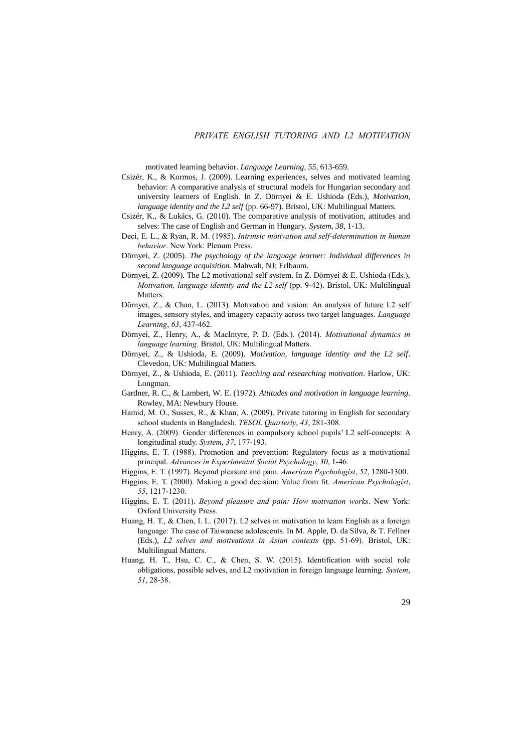motivated learning behavior. *Language Learning*, *55*, 613-659.

Csizér, K., & Kormos, J. (2009). Learning experiences, selves and motivated learning behavior: A comparative analysis of structural models for Hungarian secondary and university learners of English. In Z. Dörnyei & E. Ushioda (Eds.), *Motivation, language identity and the L2 self* (pp. 66-97). Bristol, UK: Multilingual Matters.

Csizér, K., & Lukács, G. (2010). The comparative analysis of motivation, attitudes and selves: The case of English and German in Hungary. *System, 38*, 1-13.

Deci, E. L., & Ryan, R. M. (1985). *Intrinsic motivation and self-determination in human behavior*. New York: Plenum Press.

Dörnyei, Z. (2005). *The psychology of the language learner: Individual differences in second language acquisition*. Mahwah, NJ: Erlbaum.

Dörnyei, Z. (2009). The L2 motivational self system. In Z. Dörnyei & E. Ushioda (Eds.), *Motivation, language identity and the L2 self* (pp. 9-42). Bristol, UK: Multilingual Matters.

Dörnyei, Z., & Chan, L. (2013). Motivation and vision: An analysis of future L2 self images, sensory styles, and imagery capacity across two target languages. *Language Learning*, *63*, 437-462.

Dörnyei, Z., Henry, A., & MacIntyre, P. D. (Eds.). (2014). *Motivational dynamics in language learning*. Bristol, UK: Multilingual Matters.

Dörnyei, Z., & Ushioda, E. (2009). *Motivation, language identity and the L2 self*. Clevedon, UK: Multilingual Matters.

Dörnyei, Z., & Ushioda, E. (2011). *Teaching and researching motivation*. Harlow, UK: Longman.

Gardner, R. C., & Lambert, W. E. (1972). *Attitudes and motivation in language learning*. Rowley, MA: Newbury House.

Hamid, M. O., Sussex, R., & Khan, A. (2009). Private tutoring in English for secondary school students in Bangladesh. *TESOL Quarterly*, *43*, 281-308.

Henry, A. (2009). Gender differences in compulsory school pupils' L2 self-concepts: A longitudinal study. *System*, *37*, 177-193.

Higgins, E. T. (1988). Promotion and prevention: Regulatory focus as a motivational principal. *Advances in Experimental Social Psychology*, *30*, 1-46.

Higgins, E. T. (1997). Beyond pleasure and pain. *American Psychologist*, *52*, 1280-1300.

Higgins, E. T. (2000). Making a good decision: Value from fit. *American Psychologist*, *55*, 1217-1230.

Higgins, E. T. (2011). *Beyond pleasure and pain: How motivation works*. New York: Oxford University Press.

Huang, H. T., & Chen, I. L. (2017). L2 selves in motivation to learn English as a foreign language: The case of Taiwanese adolescents. In M. Apple, D. da Silva, & T. Fellner (Eds.), *L2 selves and motivations in Asian contexts* (pp. 51-69). Bristol, UK: Multilingual Matters.

Huang, H. T., Hsu, C. C., & Chen, S. W. (2015). Identification with social role obligations, possible selves, and L2 motivation in foreign language learning. *System*, *51*, 28-38.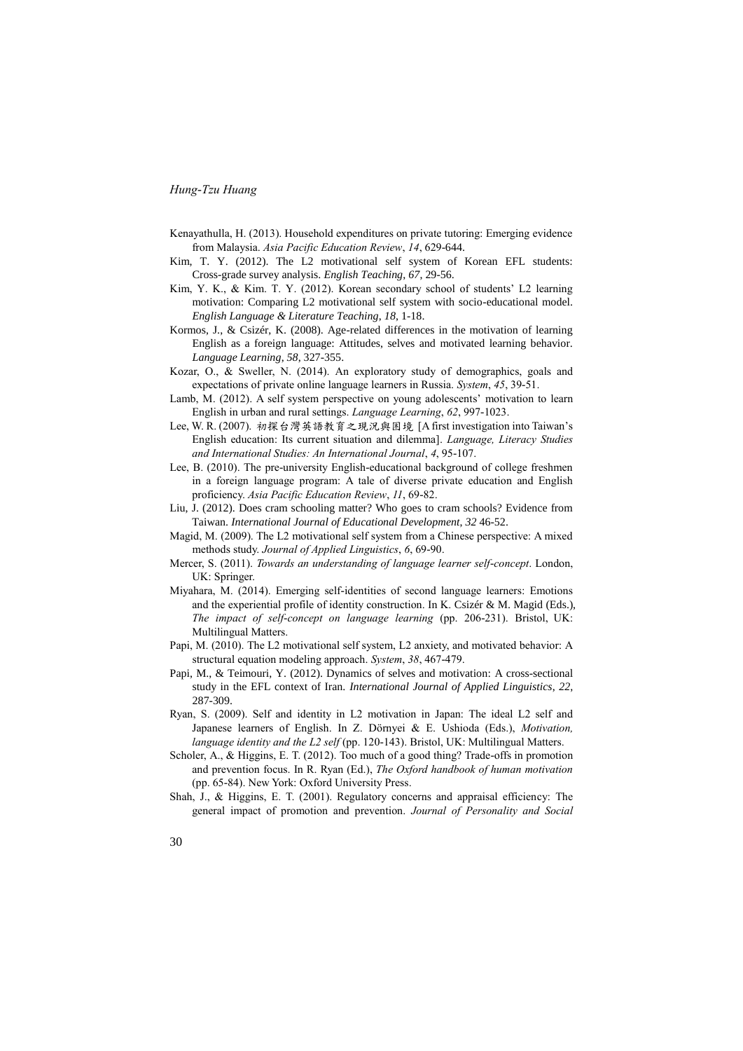Kenayathulla, H. (2013). Household expenditures on private tutoring: Emerging evidence from Malaysia. *Asia Pacific Education Review*, *14*, 629-644.

Kim, T. Y. (2012). The L2 motivational self system of Korean EFL students: Cross-grade survey analysis. *English Teaching, 67,* 29-56.

Kim, Y. K., & Kim. T. Y. (2012). Korean secondary school of students' L2 learning motivation: Comparing L2 motivational self system with socio-educational model. *English Language & Literature Teaching, 18,* 1-18.

Kormos, J., & Csizér, K. (2008). Age-related differences in the motivation of learning English as a foreign language: Attitudes, selves and motivated learning behavior. *Language Learning*, *58*, 327-355.

Kozar, O., & Sweller, N. (2014). An exploratory study of demographics, goals and expectations of private online language learners in Russia. *System*, *45*, 39-51.

Lamb, M. (2012). A self system perspective on young adolescents' motivation to learn English in urban and rural settings. *Language Learning*, *62*, 997-1023.

Lee, W. R. (2007). *初探台灣英語教育之現況與困境* [A first investigation into Taiwan's English education: Its current situation and dilemma]. *Language, Literacy Studies and International Studies: An International Journal*, *4*, 95-107.

Lee, B. (2010). The pre-university English-educational background of college freshmen in a foreign language program: A tale of diverse private education and English proficiency. *Asia Pacific Education Review*, *11*, 69-82.

Liu, J. (2012). Does cram schooling matter? Who goes to cram schools? Evidence from Taiwan. *International Journal of Educational Development, 32* 46-52.

Magid, M. (2009). The L2 motivational self system from a Chinese perspective: A mixed methods study. *Journal of Applied Linguistics*, *6*, 69-90.

Mercer, S. (2011). *Towards an understanding of language learner self-concept*. London, UK: Springer.

Miyahara, M. (2014). Emerging self-identities of second language learners: Emotions and the experiential profile of identity construction. In K. Csizér & M. Magid (Eds.), *The impact of self-concept on language learning* (pp. 206-231). Bristol, UK: Multilingual Matters.

Papi, M. (2010). The L2 motivational self system, L2 anxiety, and motivated behavior: A structural equation modeling approach. *System*, *38*, 467-479.

Papi, M., & Teimouri, Y. (2012). Dynamics of selves and motivation: A cross-sectional study in the EFL context of Iran. *International Journal of Applied Linguistics, 22*, 287-309.

Ryan, S. (2009). Self and identity in L2 motivation in Japan: The ideal L2 self and Japanese learners of English. In Z. Dörnyei & E. Ushioda (Eds.), *Motivation, language identity and the L2 self* (pp. 120-143). Bristol, UK: Multilingual Matters.

Scholer, A., & Higgins, E. T. (2012). Too much of a good thing? Trade-offs in promotion and prevention focus. In R. Ryan (Ed.), *The Oxford handbook of human motivation* (pp. 65-84). New York: Oxford University Press.

Shah, J., & Higgins, E. T. (2001). Regulatory concerns and appraisal efficiency: The general impact of promotion and prevention. *Journal of Personality and Social*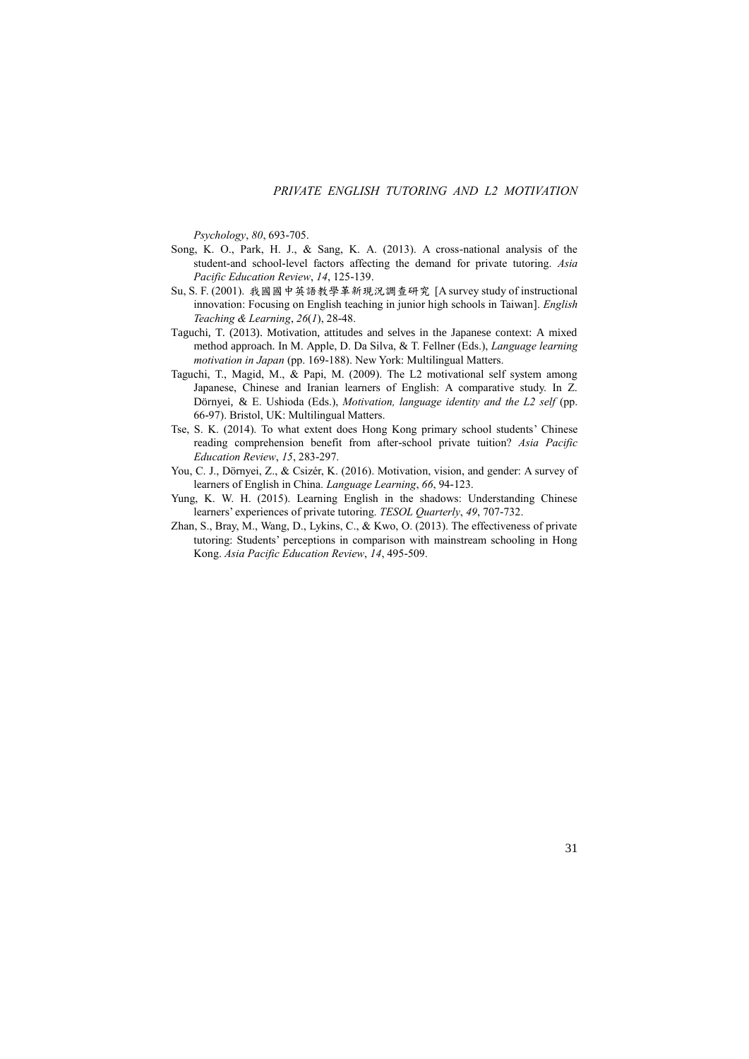*Psychology*, *80*, 693-705.

Song, K. O., Park, H. J., & Sang, K. A. (2013). A cross-national analysis of the student-and school-level factors affecting the demand for private tutoring. *Asia Pacific Education Review*, *14*, 125-139.

Su, S. F. (2001). 我國國中英語教學革新現況調查研究 [A survey study of instructional innovation: Focusing on English teaching in junior high schools in Taiwan]. *English Teaching & Learning*, *26*(*1*), 28-48.

Taguchi, T. (2013). Motivation, attitudes and selves in the Japanese context: A mixed method approach. In M. Apple, D. Da Silva, & T. Fellner (Eds.), *Language learning motivation in Japan* (pp. 169-188). New York: Multilingual Matters.

Taguchi, T., Magid, M., & Papi, M. (2009). The L2 motivational self system among Japanese, Chinese and Iranian learners of English: A comparative study. In Z. Dörnyei, & E. Ushioda (Eds.), *Motivation, language identity and the L2 self* (pp. 66-97). Bristol, UK: Multilingual Matters.

Tse, S. K. (2014). To what extent does Hong Kong primary school students' Chinese reading comprehension benefit from after-school private tuition? *Asia Pacific Education Review*, *15*, 283-297.

You, C. J., Dörnyei, Z., & Csizér, K. (2016). Motivation, vision, and gender: A survey of learners of English in China. *Language Learning*, *66*, 94-123.

Yung, K. W. H. (2015). Learning English in the shadows: Understanding Chinese learners' experiences of private tutoring. *TESOL Quarterly*, *49*, 707-732.

Zhan, S., Bray, M., Wang, D., Lykins, C., & Kwo, O. (2013). The effectiveness of private tutoring: Students' perceptions in comparison with mainstream schooling in Hong Kong. *Asia Pacific Education Review*, *14*, 495-509.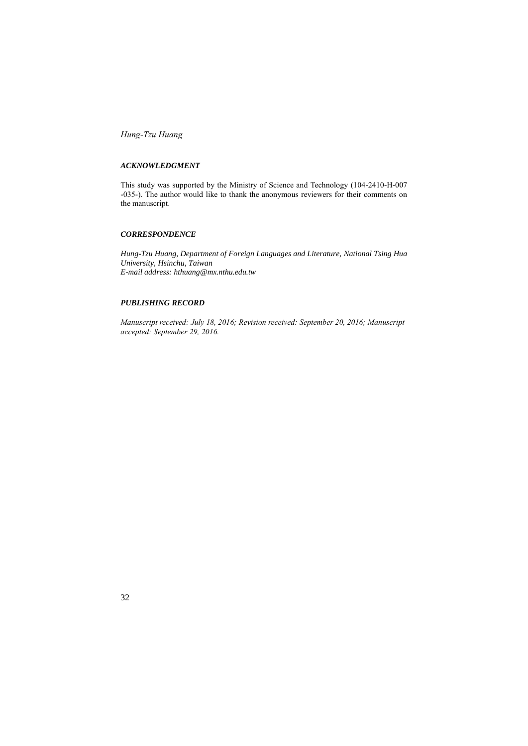### *ACKNOWLEDGMENT*

This study was supported by the Ministry of Science and Technology (104-2410-H-007 -035-). The author would like to thank the anonymous reviewers for their comments on the manuscript.

### *CORRESPONDENCE*

*Hung-Tzu Huang, Department of Foreign Languages and Literature, National Tsing Hua University, Hsinchu, Taiwan*
*E-mail address: hthuang@mx.nthu.edu.tw*

### *PUBLISHING RECORD*

*Manuscript received: July 18, 2016; Revision received: September 20, 2016; Manuscript accepted: September 29, 2016.*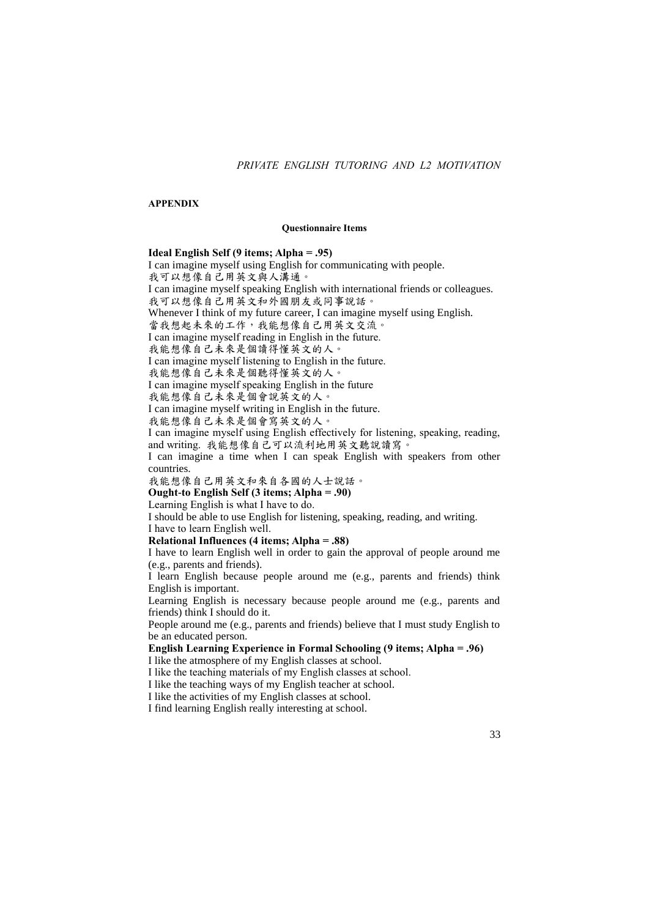## APPENDIX

### Questionnaire Items

**Ideal English Self (9 items; Alpha = .95)**

I can imagine myself using English for communicating with people.
我可以想像自己用英文與人溝通。

I can imagine myself speaking English with international friends or colleagues.
我可以想像自己用英文和外國朋友或同事說話。

Whenever I think of my future career, I can imagine myself using English.
當我想起未來的工作，我能想像自己用英文交流。

I can imagine myself reading in English in the future.
我能想像自己未來是個讀得懂英文的人。

I can imagine myself listening to English in the future.
我能想像自己未來是個聽得懂英文的人。

I can imagine myself speaking English in the future
我能想像自己未來是個會說英文的人。

I can imagine myself writing in English in the future.
我能想像自己未來是個會寫英文的人。

I can imagine myself using English effectively for listening, speaking, reading, and writing. 我能想像自己可以流利地用英文聽說讀寫。

I can imagine a time when I can speak English with speakers from other countries.
我能想像自己用英文和來自各國的人士說話。

**Ought-to English Self (3 items; Alpha = .90)**

Learning English is what I have to do.
I should be able to use English for listening, speaking, reading, and writing.
I have to learn English well.

**Relational Influences (4 items; Alpha = .88)**

I have to learn English well in order to gain the approval of people around me (e.g., parents and friends).
I learn English because people around me (e.g., parents and friends) think English is important.
Learning English is necessary because people around me (e.g., parents and friends) think I should do it.
People around me (e.g., parents and friends) believe that I must study English to be an educated person.

**English Learning Experience in Formal Schooling (9 items; Alpha = .96)**

I like the atmosphere of my English classes at school.
I like the teaching materials of my English classes at school.
I like the teaching ways of my English teacher at school.
I like the activities of my English classes at school.
I find learning English really interesting at school.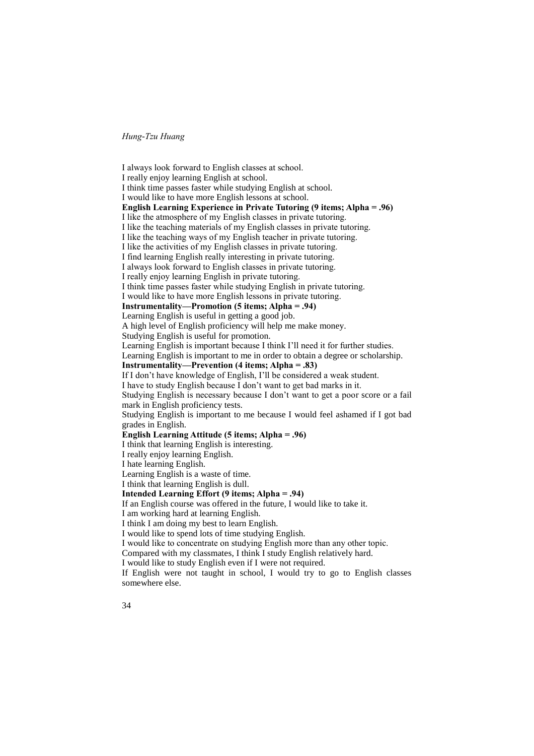I always look forward to English classes at school.
I really enjoy learning English at school.
I think time passes faster while studying English at school.
I would like to have more English lessons at school.

**English Learning Experience in Private Tutoring (9 items; Alpha = .96)**

I like the atmosphere of my English classes in private tutoring.
I like the teaching materials of my English classes in private tutoring.
I like the teaching ways of my English teacher in private tutoring.
I like the activities of my English classes in private tutoring.
I find learning English really interesting in private tutoring.
I always look forward to English classes in private tutoring.
I really enjoy learning English in private tutoring.
I think time passes faster while studying English in private tutoring.
I would like to have more English lessons in private tutoring.

**Instrumentality—Promotion (5 items; Alpha = .94)**

Learning English is useful in getting a good job.
A high level of English proficiency will help me make money.
Studying English is useful for promotion.
Learning English is important because I think I'll need it for further studies.
Learning English is important to me in order to obtain a degree or scholarship.

**Instrumentality—Prevention (4 items; Alpha = .83)**

If I don't have knowledge of English, I'll be considered a weak student.
I have to study English because I don't want to get bad marks in it.
Studying English is necessary because I don't want to get a poor score or a fail mark in English proficiency tests.
Studying English is important to me because I would feel ashamed if I got bad grades in English.

**English Learning Attitude (5 items; Alpha = .96)**

I think that learning English is interesting.
I really enjoy learning English.
I hate learning English.
Learning English is a waste of time.
I think that learning English is dull.

**Intended Learning Effort (9 items; Alpha = .94)**

If an English course was offered in the future, I would like to take it.
I am working hard at learning English.
I think I am doing my best to learn English.
I would like to spend lots of time studying English.
I would like to concentrate on studying English more than any other topic.
Compared with my classmates, I think I study English relatively hard.
I would like to study English even if I were not required.
If English were not taught in school, I would try to go to English classes somewhere else.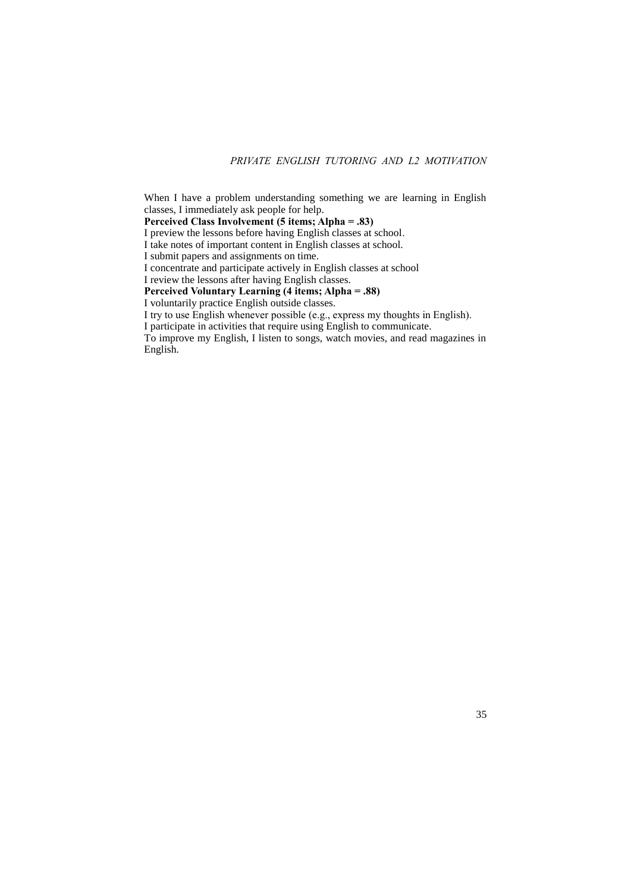When I have a problem understanding something we are learning in English classes, I immediately ask people for help.

**Perceived Class Involvement (5 items; Alpha = .83)**

I preview the lessons before having English classes at school.

I take notes of important content in English classes at school.

I submit papers and assignments on time.

I concentrate and participate actively in English classes at school

I review the lessons after having English classes.

**Perceived Voluntary Learning (4 items; Alpha = .88)**

I voluntarily practice English outside classes.

I try to use English whenever possible (e.g., express my thoughts in English).

I participate in activities that require using English to communicate.

To improve my English, I listen to songs, watch movies, and read magazines in English.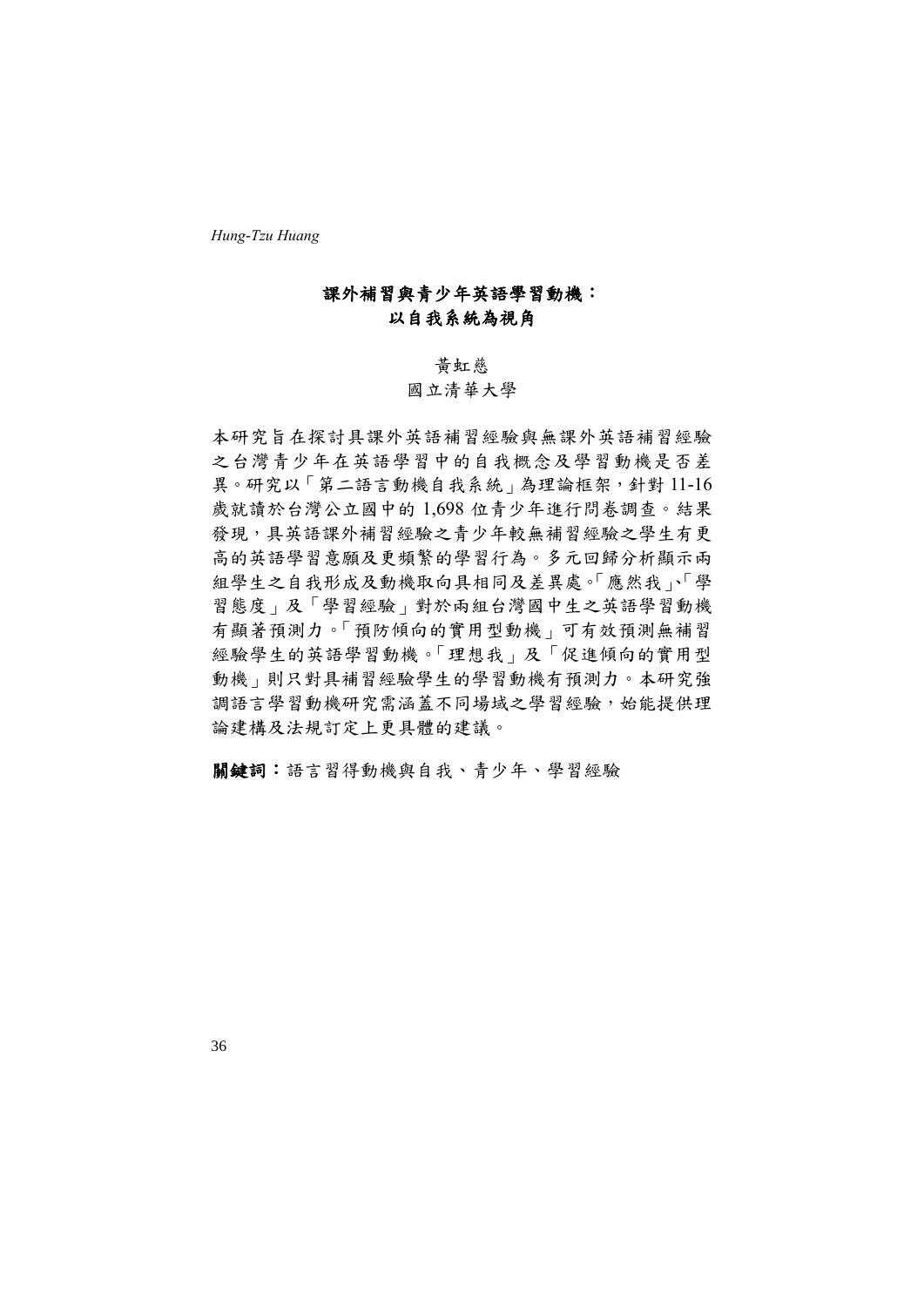# 課外補習與青少年英語學習動機：以自我系統為視角

黃虹慈
國立清華大學

本研究旨在探討具課外英語補習經驗與無課外英語補習經驗之台灣青少年在英語學習中的自我概念及學習動機是否差異。研究以「第二語言動機自我系統」為理論框架，針對 11-16 歲就讀於台灣公立國中的 1,698 位青少年進行問卷調查。結果發現，具英語課外補習經驗之青少年較無補習經驗之學生有更高的英語學習意願及更頻繁的學習行為。多元回歸分析顯示兩組學生之自我形成及動機取向具相同及差異處。「應然我」、「學習態度」及「學習經驗」對於兩組台灣國中生之英語學習動機有顯著預測力。「預防傾向的實用型動機」可有效預測無補習經驗學生的英語學習動機。「理想我」及「促進傾向的實用型動機」則只對具補習經驗學生的學習動機有預測力。本研究強調語言學習動機研究需涵蓋不同場域之學習經驗，始能提供理論建構及法規訂定上更具體的建議。

**關鍵詞**：語言習得動機與自我、青少年、學習經驗